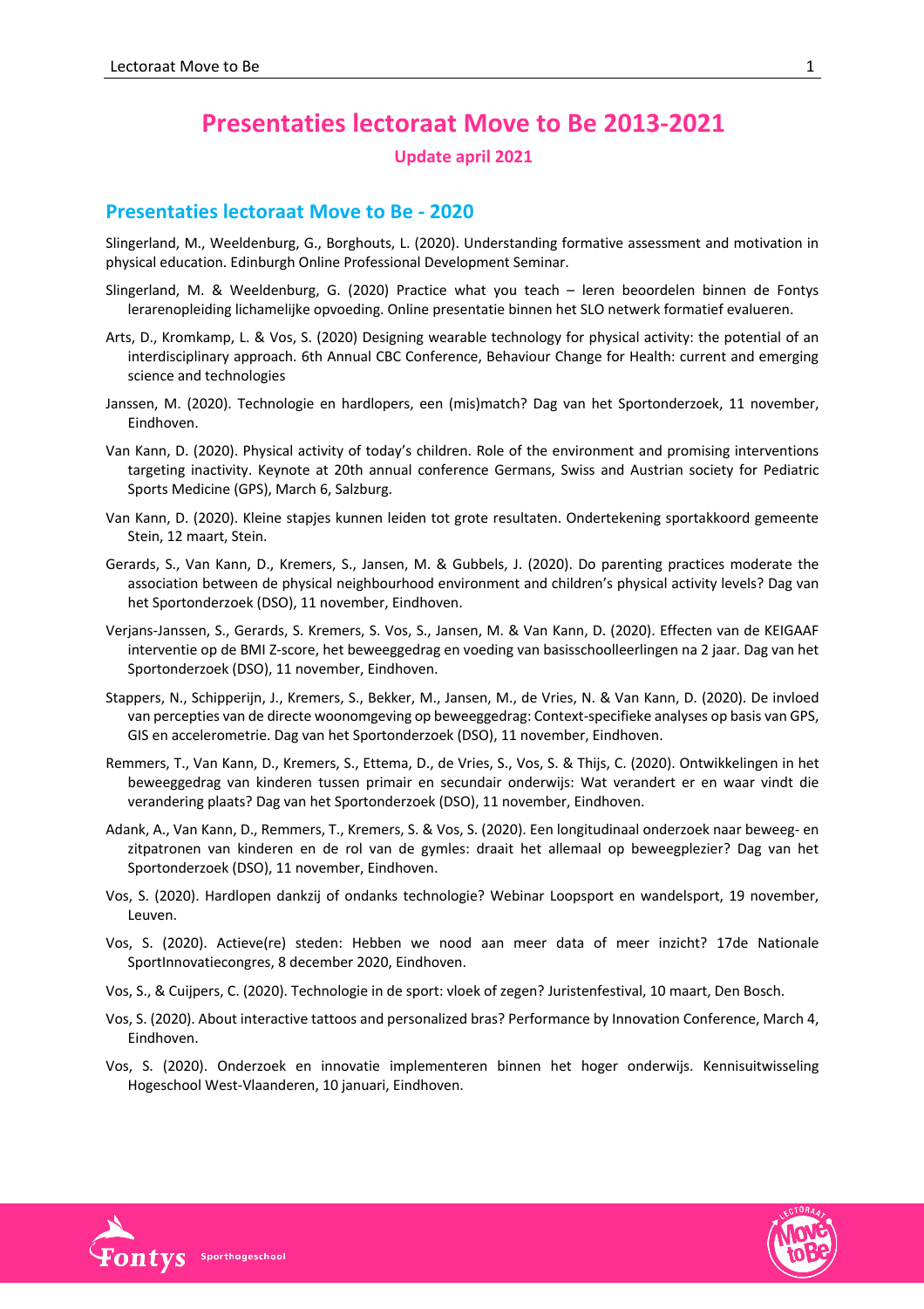# Presentaties lectoraat Move to Be 2013-2021

**Update april 2021**

## Presentaties lectoraat Move to Be - 2020

Slingerland, M., Weeldenburg, G., Borghouts, L. (2020). Understanding formative assessment and motivation in physical education. Edinburgh Online Professional Development Seminar.

Slingerland, M. & Weeldenburg, G. (2020) Practice what you teach – leren beoordelen binnen de Fontys lerarenopleiding lichamelijke opvoeding. Online presentatie binnen het SLO netwerk formatief evalueren.

Arts, D., Kromkamp, L. & Vos, S. (2020) Designing wearable technology for physical activity: the potential of an interdisciplinary approach. 6th Annual CBC Conference, Behaviour Change for Health: current and emerging science and technologies

Janssen, M. (2020). Technologie en hardlopers, een (mis)match? Dag van het Sportonderzoek, 11 november, Eindhoven.

Van Kann, D. (2020). Physical activity of today's children. Role of the environment and promising interventions targeting inactivity. Keynote at 20th annual conference Germans, Swiss and Austrian society for Pediatric Sports Medicine (GPS), March 6, Salzburg.

Van Kann, D. (2020). Kleine stapjes kunnen leiden tot grote resultaten. Ondertekening sportakkoord gemeente Stein, 12 maart, Stein.

Gerards, S., Van Kann, D., Kremers, S., Jansen, M. & Gubbels, J. (2020). Do parenting practices moderate the association between de physical neighbourhood environment and children's physical activity levels? Dag van het Sportonderzoek (DSO), 11 november, Eindhoven.

Verjans-Janssen, S., Gerards, S. Kremers, S. Vos, S., Jansen, M. & Van Kann, D. (2020). Effecten van de KEIGAAF interventie op de BMI Z-score, het beweeggedrag en voeding van basisschoolleerlingen na 2 jaar. Dag van het Sportonderzoek (DSO), 11 november, Eindhoven.

Stappers, N., Schipperijn, J., Kremers, S., Bekker, M., Jansen, M., de Vries, N. & Van Kann, D. (2020). De invloed van percepties van de directe woonomgeving op beweeggedrag: Context-specifieke analyses op basis van GPS, GIS en accelerometrie. Dag van het Sportonderzoek (DSO), 11 november, Eindhoven.

Remmers, T., Van Kann, D., Kremers, S., Ettema, D., de Vries, S., Vos, S. & Thijs, C. (2020). Ontwikkelingen in het beweeggedrag van kinderen tussen primair en secundair onderwijs: Wat verandert er en waar vindt die verandering plaats? Dag van het Sportonderzoek (DSO), 11 november, Eindhoven.

Adank, A., Van Kann, D., Remmers, T., Kremers, S. & Vos, S. (2020). Een longitudinaal onderzoek naar beweeg- en zitpatronen van kinderen en de rol van de gymles: draait het allemaal op beweegplezier? Dag van het Sportonderzoek (DSO), 11 november, Eindhoven.

Vos, S. (2020). Hardlopen dankzij of ondanks technologie? Webinar Loopsport en wandelsport, 19 november, Leuven.

Vos, S. (2020). Actieve(re) steden: Hebben we nood aan meer data of meer inzicht? 17de Nationale SportInnovatiecongres, 8 december 2020, Eindhoven.

Vos, S., & Cuijpers, C. (2020). Technologie in de sport: vloek of zegen? Juristenfestival, 10 maart, Den Bosch.

Vos, S. (2020). About interactive tattoos and personalized bras? Performance by Innovation Conference, March 4, Eindhoven.

Vos, S. (2020). Onderzoek en innovatie implementeren binnen het hoger onderwijs. Kennisuitwisseling Hogeschool West-Vlaanderen, 10 januari, Eindhoven.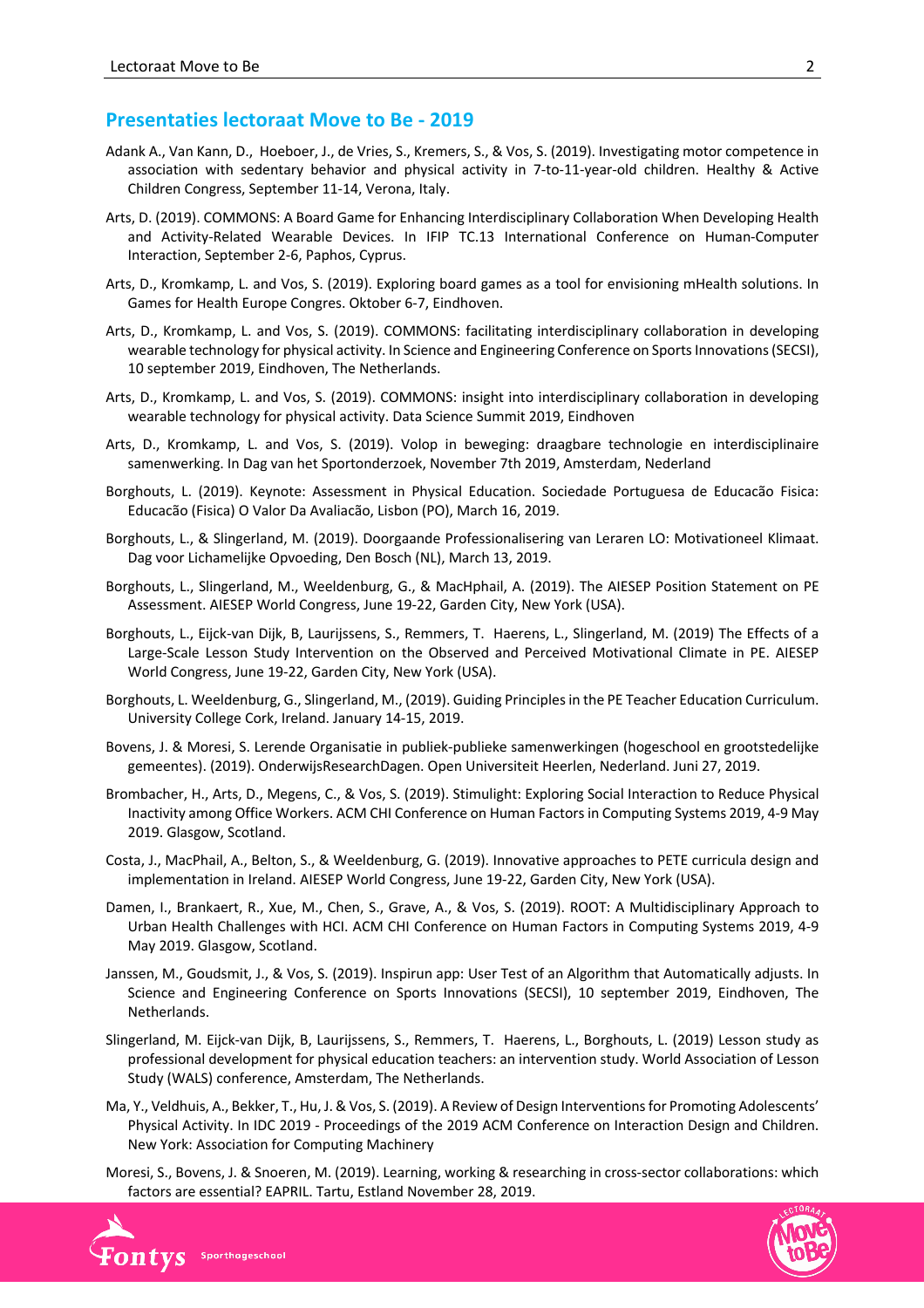## Presentaties lectoraat Move to Be - 2019

Adank A., Van Kann, D., Hoeboer, J., de Vries, S., Kremers, S., & Vos, S. (2019). Investigating motor competence in association with sedentary behavior and physical activity in 7-to-11-year-old children. Healthy & Active Children Congress, September 11-14, Verona, Italy.

Arts, D. (2019). COMMONS: A Board Game for Enhancing Interdisciplinary Collaboration When Developing Health and Activity-Related Wearable Devices. In IFIP TC.13 International Conference on Human-Computer Interaction, September 2-6, Paphos, Cyprus.

Arts, D., Kromkamp, L. and Vos, S. (2019). Exploring board games as a tool for envisioning mHealth solutions. In Games for Health Europe Congres. Oktober 6-7, Eindhoven.

Arts, D., Kromkamp, L. and Vos, S. (2019). COMMONS: facilitating interdisciplinary collaboration in developing wearable technology for physical activity. In Science and Engineering Conference on Sports Innovations (SECSI), 10 september 2019, Eindhoven, The Netherlands.

Arts, D., Kromkamp, L. and Vos, S. (2019). COMMONS: insight into interdisciplinary collaboration in developing wearable technology for physical activity. Data Science Summit 2019, Eindhoven

Arts, D., Kromkamp, L. and Vos, S. (2019). Volop in beweging: draagbare technologie en interdisciplinaire samenwerking. In Dag van het Sportonderzoek, November 7th 2019, Amsterdam, Nederland

Borghouts, L. (2019). Keynote: Assessment in Physical Education. Sociedade Portuguesa de Educacão Fisica: Educacão (Fisica) O Valor Da Avaliacão, Lisbon (PO), March 16, 2019.

Borghouts, L., & Slingerland, M. (2019). Doorgaande Professionalisering van Leraren LO: Motivationeel Klimaat. Dag voor Lichamelijke Opvoeding, Den Bosch (NL), March 13, 2019.

Borghouts, L., Slingerland, M., Weeldenburg, G., & MacHphail, A. (2019). The AIESEP Position Statement on PE Assessment. AIESEP World Congress, June 19-22, Garden City, New York (USA).

Borghouts, L., Eijck-van Dijk, B, Laurijssens, S., Remmers, T. Haerens, L., Slingerland, M. (2019) The Effects of a Large-Scale Lesson Study Intervention on the Observed and Perceived Motivational Climate in PE. AIESEP World Congress, June 19-22, Garden City, New York (USA).

Borghouts, L. Weeldenburg, G., Slingerland, M., (2019). Guiding Principles in the PE Teacher Education Curriculum. University College Cork, Ireland. January 14-15, 2019.

Bovens, J. & Moresi, S. Lerende Organisatie in publiek-publieke samenwerkingen (hogeschool en grootstedelijke gemeentes). (2019). OnderwijsResearchDagen. Open Universiteit Heerlen, Nederland. Juni 27, 2019.

Brombacher, H., Arts, D., Megens, C., & Vos, S. (2019). Stimulight: Exploring Social Interaction to Reduce Physical Inactivity among Office Workers. ACM CHI Conference on Human Factors in Computing Systems 2019, 4-9 May 2019. Glasgow, Scotland.

Costa, J., MacPhail, A., Belton, S., & Weeldenburg, G. (2019). Innovative approaches to PETE curricula design and implementation in Ireland. AIESEP World Congress, June 19-22, Garden City, New York (USA).

Damen, I., Brankaert, R., Xue, M., Chen, S., Grave, A., & Vos, S. (2019). ROOT: A Multidisciplinary Approach to Urban Health Challenges with HCI. ACM CHI Conference on Human Factors in Computing Systems 2019, 4-9 May 2019. Glasgow, Scotland.

Janssen, M., Goudsmit, J., & Vos, S. (2019). Inspirun app: User Test of an Algorithm that Automatically adjusts. In Science and Engineering Conference on Sports Innovations (SECSI), 10 september 2019, Eindhoven, The Netherlands.

Slingerland, M. Eijck-van Dijk, B, Laurijssens, S., Remmers, T. Haerens, L., Borghouts, L. (2019) Lesson study as professional development for physical education teachers: an intervention study. World Association of Lesson Study (WALS) conference, Amsterdam, The Netherlands.

Ma, Y., Veldhuis, A., Bekker, T., Hu, J. & Vos, S. (2019). A Review of Design Interventions for Promoting Adolescents' Physical Activity. In IDC 2019 - Proceedings of the 2019 ACM Conference on Interaction Design and Children. New York: Association for Computing Machinery

Moresi, S., Bovens, J. & Snoeren, M. (2019). Learning, working & researching in cross-sector collaborations: which factors are essential? EAPRIL. Tartu, Estland November 28, 2019.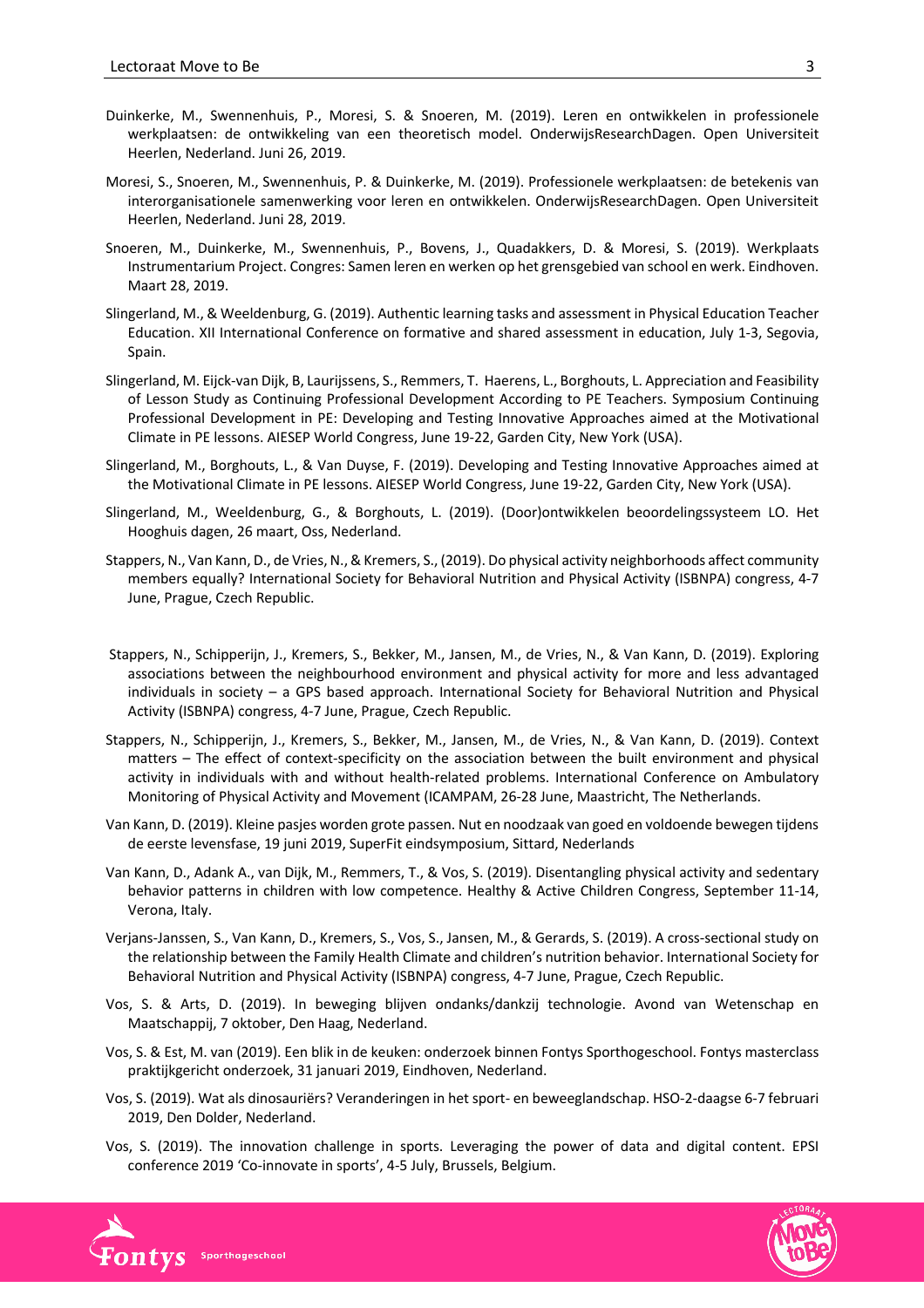Duinkerke, M., Swennenhuis, P., Moresi, S. & Snoeren, M. (2019). Leren en ontwikkelen in professionele werkplaatsen: de ontwikkeling van een theoretisch model. OnderwijsResearchDagen. Open Universiteit Heerlen, Nederland. Juni 26, 2019.

Moresi, S., Snoeren, M., Swennenhuis, P. & Duinkerke, M. (2019). Professionele werkplaatsen: de betekenis van interorganisationele samenwerking voor leren en ontwikkelen. OnderwijsResearchDagen. Open Universiteit Heerlen, Nederland. Juni 28, 2019.

Snoeren, M., Duinkerke, M., Swennenhuis, P., Bovens, J., Quadakkers, D. & Moresi, S. (2019). Werkplaats Instrumentarium Project. Congres: Samen leren en werken op het grensgebied van school en werk. Eindhoven. Maart 28, 2019.

Slingerland, M., & Weeldenburg, G. (2019). Authentic learning tasks and assessment in Physical Education Teacher Education. XII International Conference on formative and shared assessment in education, July 1-3, Segovia, Spain.

Slingerland, M. Eijck-van Dijk, B, Laurijssens, S., Remmers, T. Haerens, L., Borghouts, L. Appreciation and Feasibility of Lesson Study as Continuing Professional Development According to PE Teachers. Symposium Continuing Professional Development in PE: Developing and Testing Innovative Approaches aimed at the Motivational Climate in PE lessons. AIESEP World Congress, June 19-22, Garden City, New York (USA).

Slingerland, M., Borghouts, L., & Van Duyse, F. (2019). Developing and Testing Innovative Approaches aimed at the Motivational Climate in PE lessons. AIESEP World Congress, June 19-22, Garden City, New York (USA).

Slingerland, M., Weeldenburg, G., & Borghouts, L. (2019). (Door)ontwikkelen beoordelingssysteem LO. Het Hooghuis dagen, 26 maart, Oss, Nederland.

Stappers, N., Van Kann, D., de Vries, N., & Kremers, S., (2019). Do physical activity neighborhoods affect community members equally? International Society for Behavioral Nutrition and Physical Activity (ISBNPA) congress, 4-7 June, Prague, Czech Republic.

Stappers, N., Schipperijn, J., Kremers, S., Bekker, M., Jansen, M., de Vries, N., & Van Kann, D. (2019). Exploring associations between the neighbourhood environment and physical activity for more and less advantaged individuals in society – a GPS based approach. International Society for Behavioral Nutrition and Physical Activity (ISBNPA) congress, 4-7 June, Prague, Czech Republic.

Stappers, N., Schipperijn, J., Kremers, S., Bekker, M., Jansen, M., de Vries, N., & Van Kann, D. (2019). Context matters – The effect of context-specificity on the association between the built environment and physical activity in individuals with and without health-related problems. International Conference on Ambulatory Monitoring of Physical Activity and Movement (ICAMPAM, 26-28 June, Maastricht, The Netherlands.

Van Kann, D. (2019). Kleine pasjes worden grote passen. Nut en noodzaak van goed en voldoende bewegen tijdens de eerste levensfase, 19 juni 2019, SuperFit eindsymposium, Sittard, Nederlands

Van Kann, D., Adank A., van Dijk, M., Remmers, T., & Vos, S. (2019). Disentangling physical activity and sedentary behavior patterns in children with low competence. Healthy & Active Children Congress, September 11-14, Verona, Italy.

Verjans-Janssen, S., Van Kann, D., Kremers, S., Vos, S., Jansen, M., & Gerards, S. (2019). A cross-sectional study on the relationship between the Family Health Climate and children's nutrition behavior. International Society for Behavioral Nutrition and Physical Activity (ISBNPA) congress, 4-7 June, Prague, Czech Republic.

Vos, S. & Arts, D. (2019). In beweging blijven ondanks/dankzij technologie. Avond van Wetenschap en Maatschappij, 7 oktober, Den Haag, Nederland.

Vos, S. & Est, M. van (2019). Een blik in de keuken: onderzoek binnen Fontys Sporthogeschool. Fontys masterclass praktijkgericht onderzoek, 31 januari 2019, Eindhoven, Nederland.

Vos, S. (2019). Wat als dinosauriërs? Veranderingen in het sport- en beweeglandschap. HSO-2-daagse 6-7 februari 2019, Den Dolder, Nederland.

Vos, S. (2019). The innovation challenge in sports. Leveraging the power of data and digital content. EPSI conference 2019 'Co-innovate in sports', 4-5 July, Brussels, Belgium.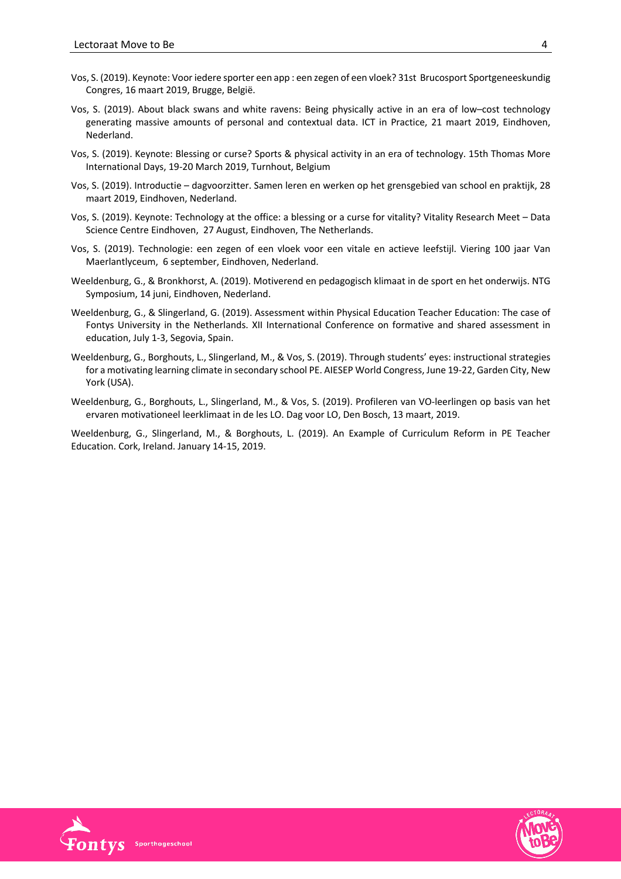Vos, S. (2019). Keynote: Voor iedere sporter een app : een zegen of een vloek? 31st Brucosport Sportgeneeskundig Congres, 16 maart 2019, Brugge, België.

Vos, S. (2019). About black swans and white ravens: Being physically active in an era of low–cost technology generating massive amounts of personal and contextual data. ICT in Practice, 21 maart 2019, Eindhoven, Nederland.

Vos, S. (2019). Keynote: Blessing or curse? Sports & physical activity in an era of technology. 15th Thomas More International Days, 19-20 March 2019, Turnhout, Belgium

Vos, S. (2019). Introductie – dagvoorzitter. Samen leren en werken op het grensgebied van school en praktijk, 28 maart 2019, Eindhoven, Nederland.

Vos, S. (2019). Keynote: Technology at the office: a blessing or a curse for vitality? Vitality Research Meet – Data Science Centre Eindhoven, 27 August, Eindhoven, The Netherlands.

Vos, S. (2019). Technologie: een zegen of een vloek voor een vitale en actieve leefstijl. Viering 100 jaar Van Maerlantlyceum, 6 september, Eindhoven, Nederland.

Weeldenburg, G., & Bronkhorst, A. (2019). Motiverend en pedagogisch klimaat in de sport en het onderwijs. NTG Symposium, 14 juni, Eindhoven, Nederland.

Weeldenburg, G., & Slingerland, G. (2019). Assessment within Physical Education Teacher Education: The case of Fontys University in the Netherlands. XII International Conference on formative and shared assessment in education, July 1-3, Segovia, Spain.

Weeldenburg, G., Borghouts, L., Slingerland, M., & Vos, S. (2019). Through students' eyes: instructional strategies for a motivating learning climate in secondary school PE. AIESEP World Congress, June 19-22, Garden City, New York (USA).

Weeldenburg, G., Borghouts, L., Slingerland, M., & Vos, S. (2019). Profileren van VO-leerlingen op basis van het ervaren motivationeel leerklimaat in de les LO. Dag voor LO, Den Bosch, 13 maart, 2019.

Weeldenburg, G., Slingerland, M., & Borghouts, L. (2019). An Example of Curriculum Reform in PE Teacher Education. Cork, Ireland. January 14-15, 2019.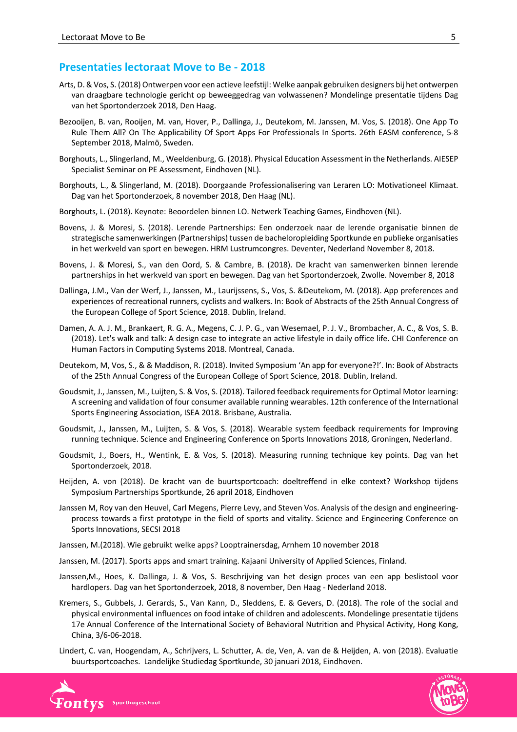## Presentaties lectoraat Move to Be - 2018

Arts, D. & Vos, S. (2018) Ontwerpen voor een actieve leefstijl: Welke aanpak gebruiken designers bij het ontwerpen van draagbare technologie gericht op beweeggedrag van volwassenen? Mondelinge presentatie tijdens Dag van het Sportonderzoek 2018, Den Haag.

Bezooijen, B. van, Rooijen, M. van, Hover, P., Dallinga, J., Deutekom, M. Janssen, M. Vos, S. (2018). One App To Rule Them All? On The Applicability Of Sport Apps For Professionals In Sports. 26th EASM conference, 5-8 September 2018, Malmö, Sweden.

Borghouts, L., Slingerland, M., Weeldenburg, G. (2018). Physical Education Assessment in the Netherlands. AIESEP Specialist Seminar on PE Assessment, Eindhoven (NL).

Borghouts, L., & Slingerland, M. (2018). Doorgaande Professionalisering van Leraren LO: Motivationeel Klimaat. Dag van het Sportonderzoek, 8 november 2018, Den Haag (NL).

Borghouts, L. (2018). Keynote: Beoordelen binnen LO. Netwerk Teaching Games, Eindhoven (NL).

Bovens, J. & Moresi, S. (2018). Lerende Partnerships: Een onderzoek naar de lerende organisatie binnen de strategische samenwerkingen (Partnerships) tussen de bacheloropleiding Sportkunde en publieke organisaties in het werkveld van sport en bewegen. HRM Lustrumcongres. Deventer, Nederland November 8, 2018.

Bovens, J. & Moresi, S., van den Oord, S. & Cambre, B. (2018). De kracht van samenwerken binnen lerende partnerships in het werkveld van sport en bewegen. Dag van het Sportonderzoek, Zwolle. November 8, 2018

Dallinga, J.M., Van der Werf, J., Janssen, M., Laurijssens, S., Vos, S. &Deutekom, M. (2018). App preferences and experiences of recreational runners, cyclists and walkers. In: Book of Abstracts of the 25th Annual Congress of the European College of Sport Science, 2018. Dublin, Ireland.

Damen, A. A. J. M., Brankaert, R. G. A., Megens, C. J. P. G., van Wesemael, P. J. V., Brombacher, A. C., & Vos, S. B. (2018). Let's walk and talk: A design case to integrate an active lifestyle in daily office life. CHI Conference on Human Factors in Computing Systems 2018. Montreal, Canada.

Deutekom, M, Vos, S., & & Maddison, R. (2018). Invited Symposium 'An app for everyone?!'. In: Book of Abstracts of the 25th Annual Congress of the European College of Sport Science, 2018. Dublin, Ireland.

Goudsmit, J., Janssen, M., Luijten, S. & Vos, S. (2018). Tailored feedback requirements for Optimal Motor learning: A screening and validation of four consumer available running wearables. 12th conference of the International Sports Engineering Association, ISEA 2018. Brisbane, Australia.

Goudsmit, J., Janssen, M., Luijten, S. & Vos, S. (2018). Wearable system feedback requirements for Improving running technique. Science and Engineering Conference on Sports Innovations 2018, Groningen, Nederland.

Goudsmit, J., Boers, H., Wentink, E. & Vos, S. (2018). Measuring running technique key points. Dag van het Sportonderzoek, 2018.

Heijden, A. von (2018). De kracht van de buurtsportcoach: doeltreffend in elke context? Workshop tijdens Symposium Partnerships Sportkunde, 26 april 2018, Eindhoven

Janssen M, Roy van den Heuvel, Carl Megens, Pierre Levy, and Steven Vos. Analysis of the design and engineering-process towards a first prototype in the field of sports and vitality. Science and Engineering Conference on Sports Innovations, SECSI 2018

Janssen, M.(2018). Wie gebruikt welke apps? Looptrainersdag, Arnhem 10 november 2018

Janssen, M. (2017). Sports apps and smart training. Kajaani University of Applied Sciences, Finland.

Janssen,M., Hoes, K. Dallinga, J. & Vos, S. Beschrijving van het design proces van een app beslistool voor hardlopers. Dag van het Sportonderzoek, 2018, 8 november, Den Haag - Nederland 2018.

Kremers, S., Gubbels, J. Gerards, S., Van Kann, D., Sleddens, E. & Gevers, D. (2018). The role of the social and physical environmental influences on food intake of children and adolescents. Mondelinge presentatie tijdens 17e Annual Conference of the International Society of Behavioral Nutrition and Physical Activity, Hong Kong, China, 3/6-06-2018.

Lindert, C. van, Hoogendam, A., Schrijvers, L. Schutter, A. de, Ven, A. van de & Heijden, A. von (2018). Evaluatie buurtsportcoaches. Landelijke Studiedag Sportkunde, 30 januari 2018, Eindhoven.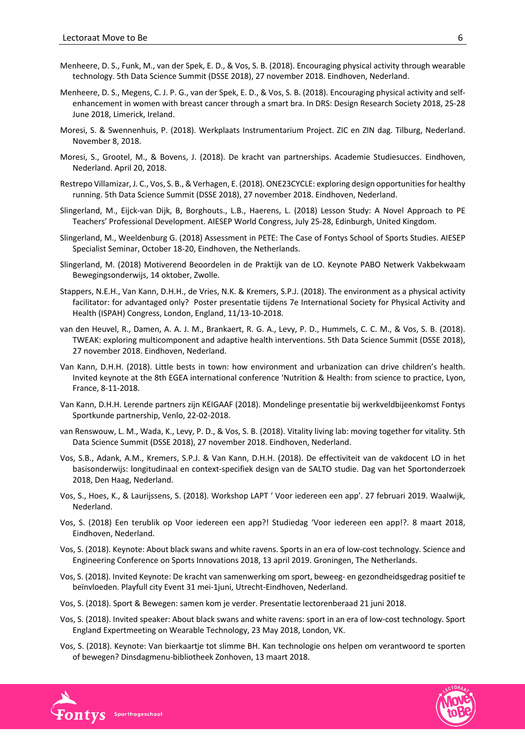Menheere, D. S., Funk, M., van der Spek, E. D., & Vos, S. B. (2018). Encouraging physical activity through wearable technology. 5th Data Science Summit (DSSE 2018), 27 november 2018. Eindhoven, Nederland.

Menheere, D. S., Megens, C. J. P. G., van der Spek, E. D., & Vos, S. B. (2018). Encouraging physical activity and self-enhancement in women with breast cancer through a smart bra. In DRS: Design Research Society 2018, 25-28 June 2018, Limerick, Ireland.

Moresi, S. & Swennenhuis, P. (2018). Werkplaats Instrumentarium Project. ZIC en ZIN dag. Tilburg, Nederland. November 8, 2018.

Moresi, S., Grootel, M., & Bovens, J. (2018). De kracht van partnerships. Academie Studiesucces. Eindhoven, Nederland. April 20, 2018.

Restrepo Villamizar, J. C., Vos, S. B., & Verhagen, E. (2018). ONE23CYCLE: exploring design opportunities for healthy running. 5th Data Science Summit (DSSE 2018), 27 november 2018. Eindhoven, Nederland.

Slingerland, M., Eijck-van Dijk, B, Borghouts., L.B., Haerens, L. (2018) Lesson Study: A Novel Approach to PE Teachers' Professional Development. AIESEP World Congress, July 25-28, Edinburgh, United Kingdom.

Slingerland, M., Weeldenburg G. (2018) Assessment in PETE: The Case of Fontys School of Sports Studies. AIESEP Specialist Seminar, October 18-20, Eindhoven, the Netherlands.

Slingerland, M. (2018) Motiverend Beoordelen in de Praktijk van de LO. Keynote PABO Netwerk Vakbekwaam Bewegingsonderwijs, 14 oktober, Zwolle.

Stappers, N.E.H., Van Kann, D.H.H., de Vries, N.K. & Kremers, S.P.J. (2018). The environment as a physical activity facilitator: for advantaged only? Poster presentatie tijdens 7e International Society for Physical Activity and Health (ISPAH) Congress, London, England, 11/13-10-2018.

van den Heuvel, R., Damen, A. A. J. M., Brankaert, R. G. A., Levy, P. D., Hummels, C. C. M., & Vos, S. B. (2018). TWEAK: exploring multicomponent and adaptive health interventions. 5th Data Science Summit (DSSE 2018), 27 november 2018. Eindhoven, Nederland.

Van Kann, D.H.H. (2018). Little bests in town: how environment and urbanization can drive children's health. Invited keynote at the 8th EGEA international conference 'Nutrition & Health: from science to practice, Lyon, France, 8-11-2018.

Van Kann, D.H.H. Lerende partners zijn KEIGAAF (2018). Mondelinge presentatie bij werkveldbijeenkomst Fontys Sportkunde partnership, Venlo, 22-02-2018.

van Renswouw, L. M., Wada, K., Levy, P. D., & Vos, S. B. (2018). Vitality living lab: moving together for vitality. 5th Data Science Summit (DSSE 2018), 27 november 2018. Eindhoven, Nederland.

Vos, S.B., Adank, A.M., Kremers, S.P.J. & Van Kann, D.H.H. (2018). De effectiviteit van de vakdocent LO in het basisonderwijs: longitudinaal en context-specifiek design van de SALTO studie. Dag van het Sportonderzoek 2018, Den Haag, Nederland.

Vos, S., Hoes, K., & Laurijssens, S. (2018). Workshop LAPT ' Voor iedereen een app'. 27 februari 2019. Waalwijk, Nederland.

Vos, S. (2018) Een terublik op Voor iedereen een app?! Studiedag 'Voor iedereen een app!?. 8 maart 2018, Eindhoven, Nederland.

Vos, S. (2018). Keynote: About black swans and white ravens. Sports in an era of low-cost technology. Science and Engineering Conference on Sports Innovations 2018, 13 april 2019. Groningen, The Netherlands.

Vos, S. (2018). Invited Keynote: De kracht van samenwerking om sport, beweeg- en gezondheidsgedrag positief te beïnvloeden. Playfull city Event 31 mei-1juni, Utrecht-Eindhoven, Nederland.

Vos, S. (2018). Sport & Bewegen: samen kom je verder. Presentatie lectorenberaad 21 juni 2018.

Vos, S. (2018). Invited speaker: About black swans and white ravens: sport in an era of low-cost technology. Sport England Expertmeeting on Wearable Technology, 23 May 2018, London, VK.

Vos, S. (2018). Keynote: Van bierkaartje tot slimme BH. Kan technologie ons helpen om verantwoord te sporten of bewegen? Dinsdagmenu-bibliotheek Zonhoven, 13 maart 2018.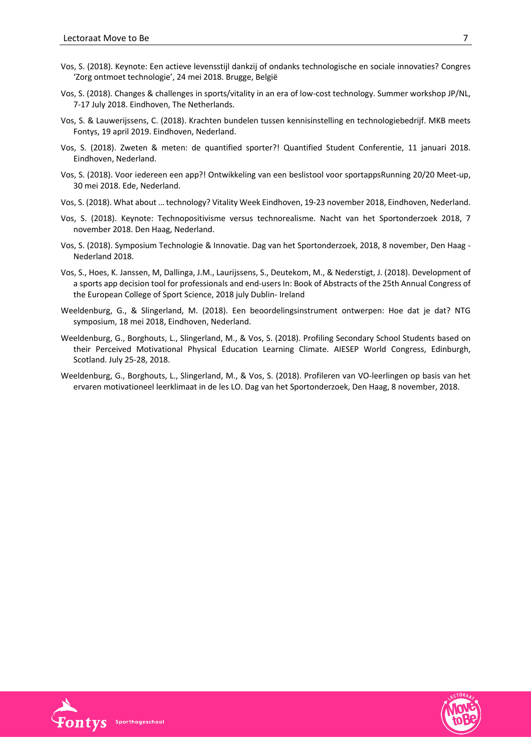Vos, S. (2018). Keynote: Een actieve levensstijl dankzij of ondanks technologische en sociale innovaties? Congres 'Zorg ontmoet technologie', 24 mei 2018. Brugge, België

Vos, S. (2018). Changes & challenges in sports/vitality in an era of low-cost technology. Summer workshop JP/NL, 7-17 July 2018. Eindhoven, The Netherlands.

Vos, S. & Lauwerijssens, C. (2018). Krachten bundelen tussen kennisinstelling en technologiebedrijf. MKB meets Fontys, 19 april 2019. Eindhoven, Nederland.

Vos, S. (2018). Zweten & meten: de quantified sporter?! Quantified Student Conferentie, 11 januari 2018. Eindhoven, Nederland.

Vos, S. (2018). Voor iedereen een app?! Ontwikkeling van een beslistool voor sportappsRunning 20/20 Meet-up, 30 mei 2018. Ede, Nederland.

Vos, S. (2018). What about … technology? Vitality Week Eindhoven, 19-23 november 2018, Eindhoven, Nederland.

Vos, S. (2018). Keynote: Technopositivisme versus technorealisme. Nacht van het Sportonderzoek 2018, 7 november 2018. Den Haag, Nederland.

Vos, S. (2018). Symposium Technologie & Innovatie. Dag van het Sportonderzoek, 2018, 8 november, Den Haag - Nederland 2018.

Vos, S., Hoes, K. Janssen, M, Dallinga, J.M., Laurijssens, S., Deutekom, M., & Nederstigt, J. (2018). Development of a sports app decision tool for professionals and end-users In: Book of Abstracts of the 25th Annual Congress of the European College of Sport Science, 2018 july Dublin- Ireland

Weeldenburg, G., & Slingerland, M. (2018). Een beoordelingsinstrument ontwerpen: Hoe dat je dat? NTG symposium, 18 mei 2018, Eindhoven, Nederland.

Weeldenburg, G., Borghouts, L., Slingerland, M., & Vos, S. (2018). Profiling Secondary School Students based on their Perceived Motivational Physical Education Learning Climate. AIESEP World Congress, Edinburgh, Scotland. July 25-28, 2018.

Weeldenburg, G., Borghouts, L., Slingerland, M., & Vos, S. (2018). Profileren van VO-leerlingen op basis van het ervaren motivationeel leerklimaat in de les LO. Dag van het Sportonderzoek, Den Haag, 8 november, 2018.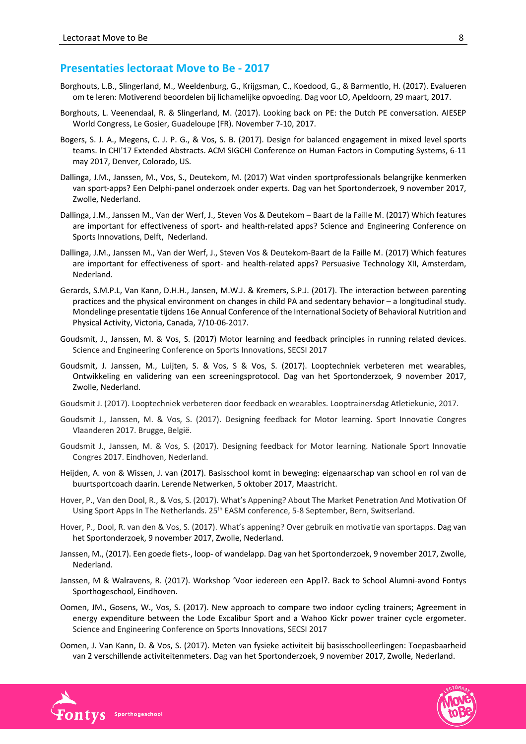## Presentaties lectoraat Move to Be - 2017

Borghouts, L.B., Slingerland, M., Weeldenburg, G., Krijgsman, C., Koedood, G., & Barmentlo, H. (2017). Evalueren om te leren: Motiverend beoordelen bij lichamelijke opvoeding. Dag voor LO, Apeldoorn, 29 maart, 2017.

Borghouts, L. Veenendaal, R. & Slingerland, M. (2017). Looking back on PE: the Dutch PE conversation. AIESEP World Congress, Le Gosier, Guadeloupe (FR). November 7-10, 2017.

Bogers, S. J. A., Megens, C. J. P. G., & Vos, S. B. (2017). Design for balanced engagement in mixed level sports teams. In CHI'17 Extended Abstracts. ACM SIGCHI Conference on Human Factors in Computing Systems, 6-11 may 2017, Denver, Colorado, US.

Dallinga, J.M., Janssen, M., Vos, S., Deutekom, M. (2017) Wat vinden sportprofessionals belangrijke kenmerken van sport-apps? Een Delphi-panel onderzoek onder experts. Dag van het Sportonderzoek, 9 november 2017, Zwolle, Nederland.

Dallinga, J.M., Janssen M., Van der Werf, J., Steven Vos & Deutekom – Baart de la Faille M. (2017) Which features are important for effectiveness of sport- and health-related apps? Science and Engineering Conference on Sports Innovations, Delft, Nederland.

Dallinga, J.M., Janssen M., Van der Werf, J., Steven Vos & Deutekom-Baart de la Faille M. (2017) Which features are important for effectiveness of sport- and health-related apps? Persuasive Technology XII, Amsterdam, Nederland.

Gerards, S.M.P.L, Van Kann, D.H.H., Jansen, M.W.J. & Kremers, S.P.J. (2017). The interaction between parenting practices and the physical environment on changes in child PA and sedentary behavior – a longitudinal study. Mondelinge presentatie tijdens 16e Annual Conference of the International Society of Behavioral Nutrition and Physical Activity, Victoria, Canada, 7/10-06-2017.

Goudsmit, J., Janssen, M. & Vos, S. (2017) Motor learning and feedback principles in running related devices. Science and Engineering Conference on Sports Innovations, SECSI 2017

Goudsmit, J. Janssen, M., Luijten, S. & Vos, S & Vos, S. (2017). Looptechniek verbeteren met wearables, Ontwikkeling en validering van een screeningsprotocol. Dag van het Sportonderzoek, 9 november 2017, Zwolle, Nederland.

Goudsmit J. (2017). Looptechniek verbeteren door feedback en wearables. Looptrainersdag Atletiekunie, 2017.

Goudsmit J., Janssen, M. & Vos, S. (2017). Designing feedback for Motor learning. Sport Innovatie Congres Vlaanderen 2017. Brugge, België.

Goudsmit J., Janssen, M. & Vos, S. (2017). Designing feedback for Motor learning. Nationale Sport Innovatie Congres 2017. Eindhoven, Nederland.

Heijden, A. von & Wissen, J. van (2017). Basisschool komt in beweging: eigenaarschap van school en rol van de buurtsportcoach daarin. Lerende Netwerken, 5 oktober 2017, Maastricht.

Hover, P., Van den Dool, R., & Vos, S. (2017). What's Appening? About The Market Penetration And Motivation Of Using Sport Apps In The Netherlands. 25th EASM conference, 5-8 September, Bern, Switzerland.

Hover, P., Dool, R. van den & Vos, S. (2017). What's appening? Over gebruik en motivatie van sportapps. Dag van het Sportonderzoek, 9 november 2017, Zwolle, Nederland.

Janssen, M., (2017). Een goede fiets-, loop- of wandelapp. Dag van het Sportonderzoek, 9 november 2017, Zwolle, Nederland.

Janssen, M & Walravens, R. (2017). Workshop 'Voor iedereen een App!?. Back to School Alumni-avond Fontys Sporthogeschool, Eindhoven.

Oomen, JM., Gosens, W., Vos, S. (2017). New approach to compare two indoor cycling trainers; Agreement in energy expenditure between the Lode Excalibur Sport and a Wahoo Kickr power trainer cycle ergometer. Science and Engineering Conference on Sports Innovations, SECSI 2017

Oomen, J. Van Kann, D. & Vos, S. (2017). Meten van fysieke activiteit bij basisschoolleerlingen: Toepasbaarheid van 2 verschillende activiteitenmeters. Dag van het Sportonderzoek, 9 november 2017, Zwolle, Nederland.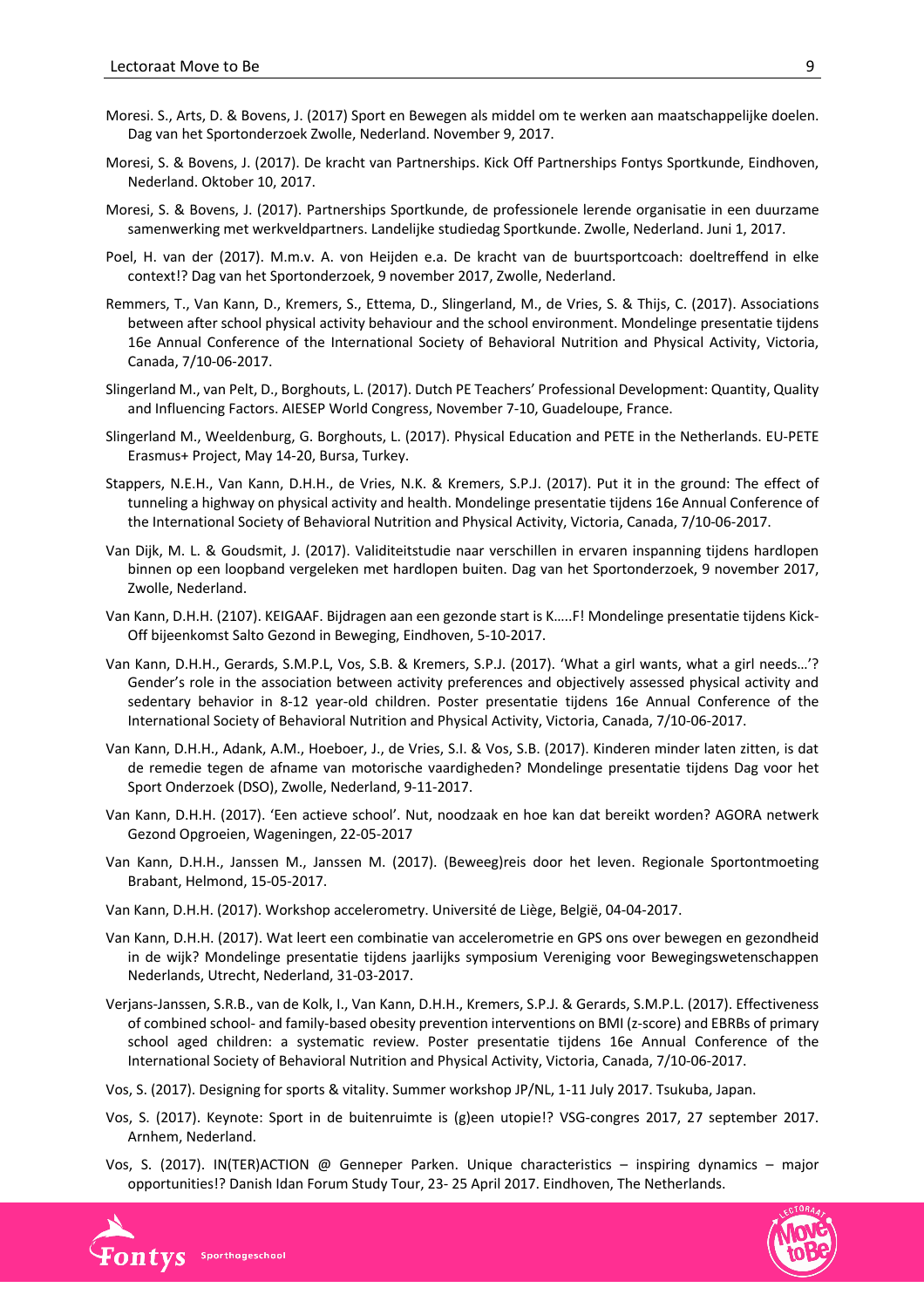Moresi. S., Arts, D. & Bovens, J. (2017) Sport en Bewegen als middel om te werken aan maatschappelijke doelen. Dag van het Sportonderzoek Zwolle, Nederland. November 9, 2017.

Moresi, S. & Bovens, J. (2017). De kracht van Partnerships. Kick Off Partnerships Fontys Sportkunde, Eindhoven, Nederland. Oktober 10, 2017.

Moresi, S. & Bovens, J. (2017). Partnerships Sportkunde, de professionele lerende organisatie in een duurzame samenwerking met werkveldpartners. Landelijke studiedag Sportkunde. Zwolle, Nederland. Juni 1, 2017.

Poel, H. van der (2017). M.m.v. A. von Heijden e.a. De kracht van de buurtsportcoach: doeltreffend in elke context!? Dag van het Sportonderzoek, 9 november 2017, Zwolle, Nederland.

Remmers, T., Van Kann, D., Kremers, S., Ettema, D., Slingerland, M., de Vries, S. & Thijs, C. (2017). Associations between after school physical activity behaviour and the school environment. Mondelinge presentatie tijdens 16e Annual Conference of the International Society of Behavioral Nutrition and Physical Activity, Victoria, Canada, 7/10-06-2017.

Slingerland M., van Pelt, D., Borghouts, L. (2017). Dutch PE Teachers' Professional Development: Quantity, Quality and Influencing Factors. AIESEP World Congress, November 7-10, Guadeloupe, France.

Slingerland M., Weeldenburg, G. Borghouts, L. (2017). Physical Education and PETE in the Netherlands. EU-PETE Erasmus+ Project, May 14-20, Bursa, Turkey.

Stappers, N.E.H., Van Kann, D.H.H., de Vries, N.K. & Kremers, S.P.J. (2017). Put it in the ground: The effect of tunneling a highway on physical activity and health. Mondelinge presentatie tijdens 16e Annual Conference of the International Society of Behavioral Nutrition and Physical Activity, Victoria, Canada, 7/10-06-2017.

Van Dijk, M. L. & Goudsmit, J. (2017). Validiteitstudie naar verschillen in ervaren inspanning tijdens hardlopen binnen op een loopband vergeleken met hardlopen buiten. Dag van het Sportonderzoek, 9 november 2017, Zwolle, Nederland.

Van Kann, D.H.H. (2107). KEIGAAF. Bijdragen aan een gezonde start is K.....F! Mondelinge presentatie tijdens Kick-Off bijeenkomst Salto Gezond in Beweging, Eindhoven, 5-10-2017.

Van Kann, D.H.H., Gerards, S.M.P.L, Vos, S.B. & Kremers, S.P.J. (2017). 'What a girl wants, what a girl needs…'? Gender's role in the association between activity preferences and objectively assessed physical activity and sedentary behavior in 8-12 year-old children. Poster presentatie tijdens 16e Annual Conference of the International Society of Behavioral Nutrition and Physical Activity, Victoria, Canada, 7/10-06-2017.

Van Kann, D.H.H., Adank, A.M., Hoeboer, J., de Vries, S.I. & Vos, S.B. (2017). Kinderen minder laten zitten, is dat de remedie tegen de afname van motorische vaardigheden? Mondelinge presentatie tijdens Dag voor het Sport Onderzoek (DSO), Zwolle, Nederland, 9-11-2017.

Van Kann, D.H.H. (2017). 'Een actieve school'. Nut, noodzaak en hoe kan dat bereikt worden? AGORA netwerk Gezond Opgroeien, Wageningen, 22-05-2017

Van Kann, D.H.H., Janssen M., Janssen M. (2017). (Beweeg)reis door het leven. Regionale Sportontmoeting Brabant, Helmond, 15-05-2017.

Van Kann, D.H.H. (2017). Workshop accelerometry. Université de Liège, België, 04-04-2017.

Van Kann, D.H.H. (2017). Wat leert een combinatie van accelerometrie en GPS ons over bewegen en gezondheid in de wijk? Mondelinge presentatie tijdens jaarlijks symposium Vereniging voor Bewegingswetenschappen Nederlands, Utrecht, Nederland, 31-03-2017.

Verjans-Janssen, S.R.B., van de Kolk, I., Van Kann, D.H.H., Kremers, S.P.J. & Gerards, S.M.P.L. (2017). Effectiveness of combined school- and family-based obesity prevention interventions on BMI (z-score) and EBRBs of primary school aged children: a systematic review. Poster presentatie tijdens 16e Annual Conference of the International Society of Behavioral Nutrition and Physical Activity, Victoria, Canada, 7/10-06-2017.

Vos, S. (2017). Designing for sports & vitality. Summer workshop JP/NL, 1-11 July 2017. Tsukuba, Japan.

Vos, S. (2017). Keynote: Sport in de buitenruimte is (g)een utopie!? VSG-congres 2017, 27 september 2017. Arnhem, Nederland.

Vos, S. (2017). IN(TER)ACTION @ Genneper Parken. Unique characteristics – inspiring dynamics – major opportunities!? Danish Idan Forum Study Tour, 23- 25 April 2017. Eindhoven, The Netherlands.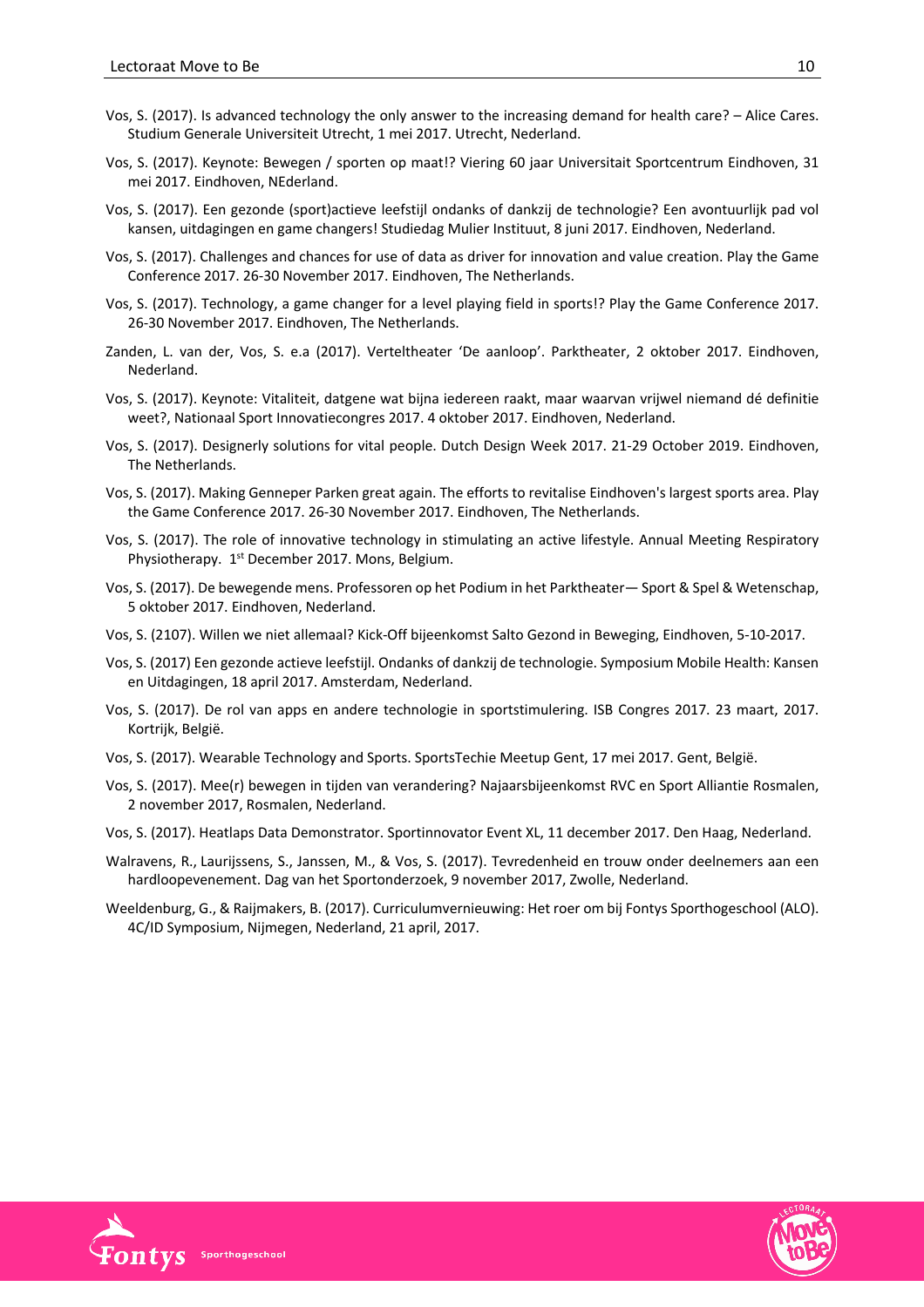Vos, S. (2017). Is advanced technology the only answer to the increasing demand for health care? – Alice Cares. Studium Generale Universiteit Utrecht, 1 mei 2017. Utrecht, Nederland.

Vos, S. (2017). Keynote: Bewegen / sporten op maat!? Viering 60 jaar Universitait Sportcentrum Eindhoven, 31 mei 2017. Eindhoven, NEderland.

Vos, S. (2017). Een gezonde (sport)actieve leefstijl ondanks of dankzij de technologie? Een avontuurlijk pad vol kansen, uitdagingen en game changers! Studiedag Mulier Instituut, 8 juni 2017. Eindhoven, Nederland.

Vos, S. (2017). Challenges and chances for use of data as driver for innovation and value creation. Play the Game Conference 2017. 26-30 November 2017. Eindhoven, The Netherlands.

Vos, S. (2017). Technology, a game changer for a level playing field in sports!? Play the Game Conference 2017. 26-30 November 2017. Eindhoven, The Netherlands.

Zanden, L. van der, Vos, S. e.a (2017). Verteltheater 'De aanloop'. Parktheater, 2 oktober 2017. Eindhoven, Nederland.

Vos, S. (2017). Keynote: Vitaliteit, datgene wat bijna iedereen raakt, maar waarvan vrijwel niemand dé definitie weet?, Nationaal Sport Innovatiecongres 2017. 4 oktober 2017. Eindhoven, Nederland.

Vos, S. (2017). Designerly solutions for vital people. Dutch Design Week 2017. 21-29 October 2019. Eindhoven, The Netherlands.

Vos, S. (2017). Making Genneper Parken great again. The efforts to revitalise Eindhoven's largest sports area. Play the Game Conference 2017. 26-30 November 2017. Eindhoven, The Netherlands.

Vos, S. (2017). The role of innovative technology in stimulating an active lifestyle. Annual Meeting Respiratory Physiotherapy. 1st December 2017. Mons, Belgium.

Vos, S. (2017). De bewegende mens. Professoren op het Podium in het Parktheater— Sport & Spel & Wetenschap, 5 oktober 2017. Eindhoven, Nederland.

Vos, S. (2107). Willen we niet allemaal? Kick-Off bijeenkomst Salto Gezond in Beweging, Eindhoven, 5-10-2017.

Vos, S. (2017) Een gezonde actieve leefstijl. Ondanks of dankzij de technologie. Symposium Mobile Health: Kansen en Uitdagingen, 18 april 2017. Amsterdam, Nederland.

Vos, S. (2017). De rol van apps en andere technologie in sportstimulering. ISB Congres 2017. 23 maart, 2017. Kortrijk, België.

Vos, S. (2017). Wearable Technology and Sports. SportsTechie Meetup Gent, 17 mei 2017. Gent, België.

Vos, S. (2017). Mee(r) bewegen in tijden van verandering? Najaarsbijeenkomst RVC en Sport Alliantie Rosmalen, 2 november 2017, Rosmalen, Nederland.

Vos, S. (2017). Heatlaps Data Demonstrator. Sportinnovator Event XL, 11 december 2017. Den Haag, Nederland.

Walravens, R., Laurijssens, S., Janssen, M., & Vos, S. (2017). Tevredenheid en trouw onder deelnemers aan een hardloopevenement. Dag van het Sportonderzoek, 9 november 2017, Zwolle, Nederland.

Weeldenburg, G., & Raijmakers, B. (2017). Curriculumvernieuwing: Het roer om bij Fontys Sporthogeschool (ALO). 4C/ID Symposium, Nijmegen, Nederland, 21 april, 2017.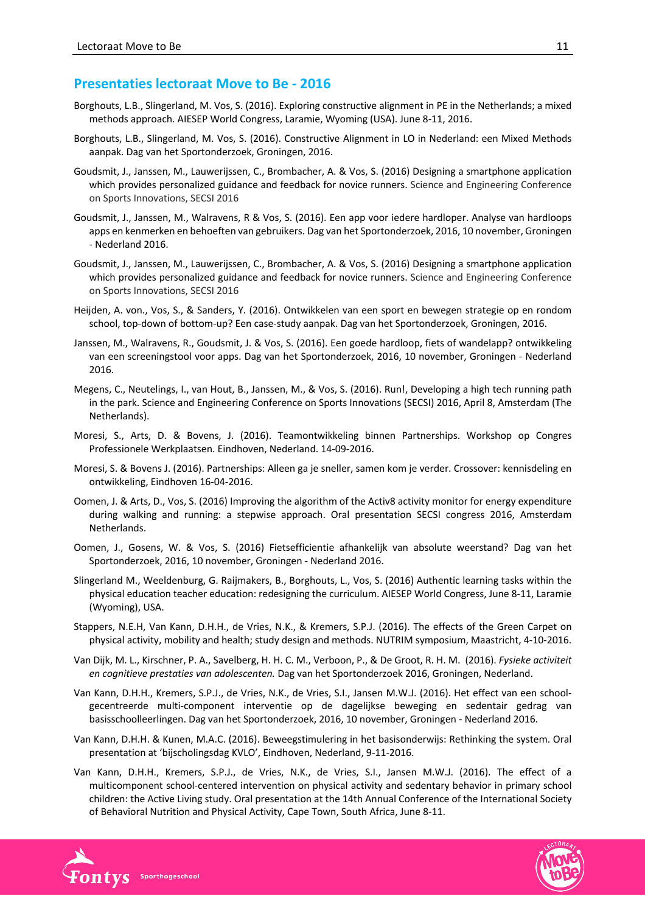## Presentaties lectoraat Move to Be - 2016

Borghouts, L.B., Slingerland, M. Vos, S. (2016). Exploring constructive alignment in PE in the Netherlands; a mixed methods approach. AIESEP World Congress, Laramie, Wyoming (USA). June 8-11, 2016.

Borghouts, L.B., Slingerland, M. Vos, S. (2016). Constructive Alignment in LO in Nederland: een Mixed Methods aanpak. Dag van het Sportonderzoek, Groningen, 2016.

Goudsmit, J., Janssen, M., Lauwerijssen, C., Brombacher, A. & Vos, S. (2016) Designing a smartphone application which provides personalized guidance and feedback for novice runners. Science and Engineering Conference on Sports Innovations, SECSI 2016

Goudsmit, J., Janssen, M., Walravens, R & Vos, S. (2016). Een app voor iedere hardloper. Analyse van hardloops apps en kenmerken en behoeften van gebruikers. Dag van het Sportonderzoek, 2016, 10 november, Groningen - Nederland 2016.

Goudsmit, J., Janssen, M., Lauwerijssen, C., Brombacher, A. & Vos, S. (2016) Designing a smartphone application which provides personalized guidance and feedback for novice runners. Science and Engineering Conference on Sports Innovations, SECSI 2016

Heijden, A. von., Vos, S., & Sanders, Y. (2016). Ontwikkelen van een sport en bewegen strategie op en rondom school, top-down of bottom-up? Een case-study aanpak. Dag van het Sportonderzoek, Groningen, 2016.

Janssen, M., Walravens, R., Goudsmit, J. & Vos, S. (2016). Een goede hardloop, fiets of wandelapp? ontwikkeling van een screeningstool voor apps. Dag van het Sportonderzoek, 2016, 10 november, Groningen - Nederland 2016.

Megens, C., Neutelings, I., van Hout, B., Janssen, M., & Vos, S. (2016). Run!, Developing a high tech running path in the park. Science and Engineering Conference on Sports Innovations (SECSI) 2016, April 8, Amsterdam (The Netherlands).

Moresi, S., Arts, D. & Bovens, J. (2016). Teamontwikkeling binnen Partnerships. Workshop op Congres Professionele Werkplaatsen. Eindhoven, Nederland. 14-09-2016.

Moresi, S. & Bovens J. (2016). Partnerships: Alleen ga je sneller, samen kom je verder. Crossover: kennisdeling en ontwikkeling, Eindhoven 16-04-2016.

Oomen, J. & Arts, D., Vos, S. (2016) Improving the algorithm of the Activ8 activity monitor for energy expenditure during walking and running: a stepwise approach. Oral presentation SECSI congress 2016, Amsterdam Netherlands.

Oomen, J., Gosens, W. & Vos, S. (2016) Fietsefficientie afhankelijk van absolute weerstand? Dag van het Sportonderzoek, 2016, 10 november, Groningen - Nederland 2016.

Slingerland M., Weeldenburg, G. Raijmakers, B., Borghouts, L., Vos, S. (2016) Authentic learning tasks within the physical education teacher education: redesigning the curriculum. AIESEP World Congress, June 8-11, Laramie (Wyoming), USA.

Stappers, N.E.H, Van Kann, D.H.H., de Vries, N.K., & Kremers, S.P.J. (2016). The effects of the Green Carpet on physical activity, mobility and health; study design and methods. NUTRIM symposium, Maastricht, 4-10-2016.

Van Dijk, M. L., Kirschner, P. A., Savelberg, H. H. C. M., Verboon, P., & De Groot, R. H. M. (2016). *Fysieke activiteit en cognitieve prestaties van adolescenten.* Dag van het Sportonderzoek 2016, Groningen, Nederland.

Van Kann, D.H.H., Kremers, S.P.J., de Vries, N.K., de Vries, S.I., Jansen M.W.J. (2016). Het effect van een school-gecentreerde multi-component interventie op de dagelijkse beweging en sedentair gedrag van basisschoolleerlingen. Dag van het Sportonderzoek, 2016, 10 november, Groningen - Nederland 2016.

Van Kann, D.H.H. & Kunen, M.A.C. (2016). Beweegstimulering in het basisonderwijs: Rethinking the system. Oral presentation at 'bijscholingsdag KVLO', Eindhoven, Nederland, 9-11-2016.

Van Kann, D.H.H., Kremers, S.P.J., de Vries, N.K., de Vries, S.I., Jansen M.W.J. (2016). The effect of a multicomponent school-centered intervention on physical activity and sedentary behavior in primary school children: the Active Living study. Oral presentation at the 14th Annual Conference of the International Society of Behavioral Nutrition and Physical Activity, Cape Town, South Africa, June 8-11.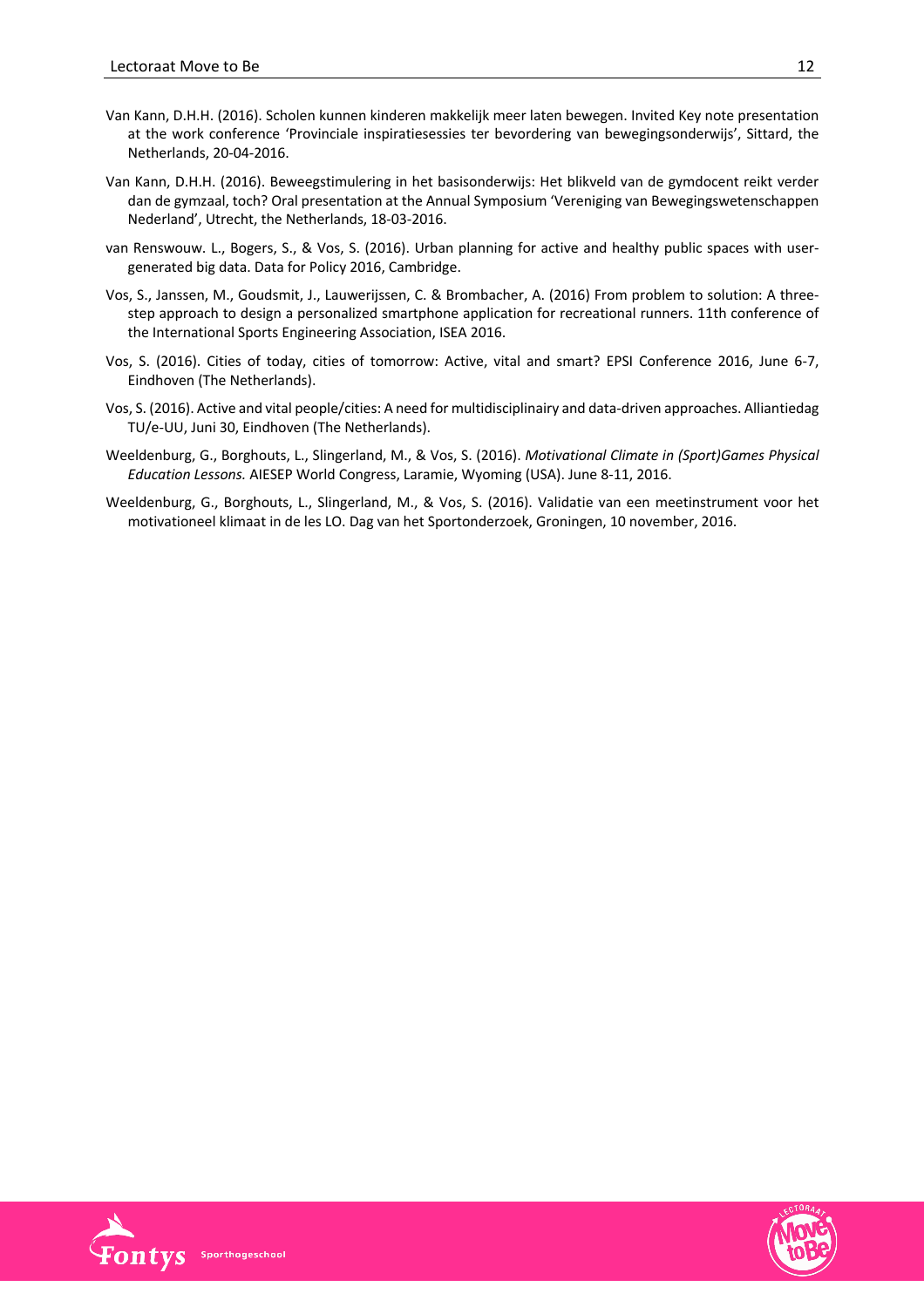Van Kann, D.H.H. (2016). Scholen kunnen kinderen makkelijk meer laten bewegen. Invited Key note presentation at the work conference 'Provinciale inspiratiesessies ter bevordering van bewegingsonderwijs', Sittard, the Netherlands, 20-04-2016.

Van Kann, D.H.H. (2016). Beweegstimulering in het basisonderwijs: Het blikveld van de gymdocent reikt verder dan de gymzaal, toch? Oral presentation at the Annual Symposium 'Vereniging van Bewegingswetenschappen Nederland', Utrecht, the Netherlands, 18-03-2016.

van Renswouw. L., Bogers, S., & Vos, S. (2016). Urban planning for active and healthy public spaces with user-generated big data. Data for Policy 2016, Cambridge.

Vos, S., Janssen, M., Goudsmit, J., Lauwerijssen, C. & Brombacher, A. (2016) From problem to solution: A three-step approach to design a personalized smartphone application for recreational runners. 11th conference of the International Sports Engineering Association, ISEA 2016.

Vos, S. (2016). Cities of today, cities of tomorrow: Active, vital and smart? EPSI Conference 2016, June 6-7, Eindhoven (The Netherlands).

Vos, S. (2016). Active and vital people/cities: A need for multidisciplinairy and data-driven approaches. Alliantiedag TU/e-UU, Juni 30, Eindhoven (The Netherlands).

Weeldenburg, G., Borghouts, L., Slingerland, M., & Vos, S. (2016). *Motivational Climate in (Sport)Games Physical Education Lessons.* AIESEP World Congress, Laramie, Wyoming (USA). June 8-11, 2016.

Weeldenburg, G., Borghouts, L., Slingerland, M., & Vos, S. (2016). Validatie van een meetinstrument voor het motivationeel klimaat in de les LO. Dag van het Sportonderzoek, Groningen, 10 november, 2016.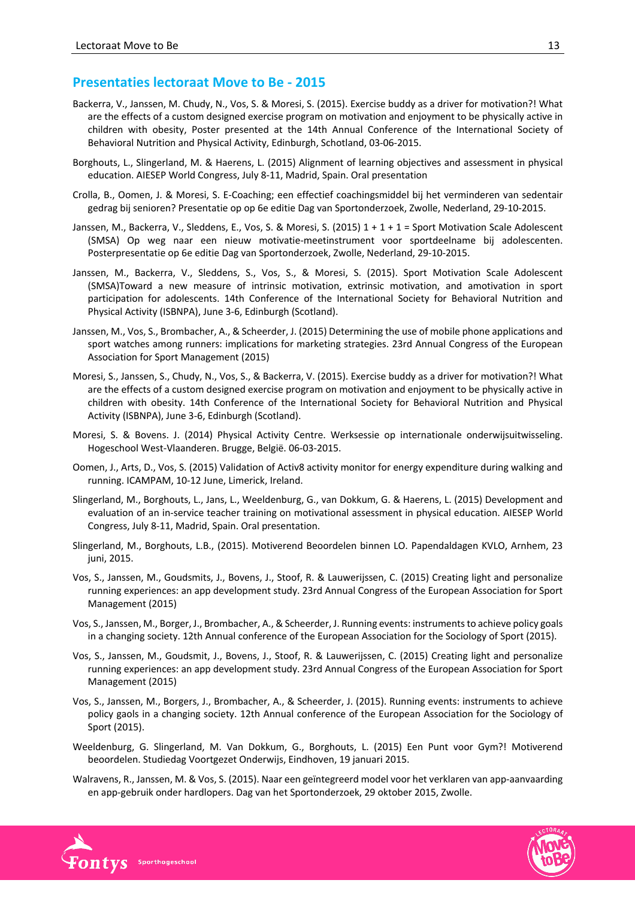## Presentaties lectoraat Move to Be - 2015

Backerra, V., Janssen, M. Chudy, N., Vos, S. & Moresi, S. (2015). Exercise buddy as a driver for motivation?! What are the effects of a custom designed exercise program on motivation and enjoyment to be physically active in children with obesity, Poster presented at the 14th Annual Conference of the International Society of Behavioral Nutrition and Physical Activity, Edinburgh, Schotland, 03-06-2015.

Borghouts, L., Slingerland, M. & Haerens, L. (2015) Alignment of learning objectives and assessment in physical education. AIESEP World Congress, July 8-11, Madrid, Spain. Oral presentation

Crolla, B., Oomen, J. & Moresi, S. E-Coaching; een effectief coachingsmiddel bij het verminderen van sedentair gedrag bij senioren? Presentatie op op 6e editie Dag van Sportonderzoek, Zwolle, Nederland, 29-10-2015.

Janssen, M., Backerra, V., Sleddens, E., Vos, S. & Moresi, S. (2015) 1 + 1 + 1 = Sport Motivation Scale Adolescent (SMSA) Op weg naar een nieuw motivatie-meetinstrument voor sportdeelname bij adolescenten. Posterpresentatie op 6e editie Dag van Sportonderzoek, Zwolle, Nederland, 29-10-2015.

Janssen, M., Backerra, V., Sleddens, S., Vos, S., & Moresi, S. (2015). Sport Motivation Scale Adolescent (SMSA)Toward a new measure of intrinsic motivation, extrinsic motivation, and amotivation in sport participation for adolescents. 14th Conference of the International Society for Behavioral Nutrition and Physical Activity (ISBNPA), June 3-6, Edinburgh (Scotland).

Janssen, M., Vos, S., Brombacher, A., & Scheerder, J. (2015) Determining the use of mobile phone applications and sport watches among runners: implications for marketing strategies. 23rd Annual Congress of the European Association for Sport Management (2015)

Moresi, S., Janssen, S., Chudy, N., Vos, S., & Backerra, V. (2015). Exercise buddy as a driver for motivation?! What are the effects of a custom designed exercise program on motivation and enjoyment to be physically active in children with obesity. 14th Conference of the International Society for Behavioral Nutrition and Physical Activity (ISBNPA), June 3-6, Edinburgh (Scotland).

Moresi, S. & Bovens. J. (2014) Physical Activity Centre. Werksessie op internationale onderwijsuitwisseling. Hogeschool West-Vlaanderen. Brugge, België. 06-03-2015.

Oomen, J., Arts, D., Vos, S. (2015) Validation of Activ8 activity monitor for energy expenditure during walking and running. ICAMPAM, 10-12 June, Limerick, Ireland.

Slingerland, M., Borghouts, L., Jans, L., Weeldenburg, G., van Dokkum, G. & Haerens, L. (2015) Development and evaluation of an in-service teacher training on motivational assessment in physical education. AIESEP World Congress, July 8-11, Madrid, Spain. Oral presentation.

Slingerland, M., Borghouts, L.B., (2015). Motiverend Beoordelen binnen LO. Papendaldagen KVLO, Arnhem, 23 juni, 2015.

Vos, S., Janssen, M., Goudsmits, J., Bovens, J., Stoof, R. & Lauwerijssen, C. (2015) Creating light and personalize running experiences: an app development study. 23rd Annual Congress of the European Association for Sport Management (2015)

Vos, S., Janssen, M., Borger, J., Brombacher, A., & Scheerder, J. Running events: instruments to achieve policy goals in a changing society. 12th Annual conference of the European Association for the Sociology of Sport (2015).

Vos, S., Janssen, M., Goudsmit, J., Bovens, J., Stoof, R. & Lauwerijssen, C. (2015) Creating light and personalize running experiences: an app development study. 23rd Annual Congress of the European Association for Sport Management (2015)

Vos, S., Janssen, M., Borgers, J., Brombacher, A., & Scheerder, J. (2015). Running events: instruments to achieve policy gaols in a changing society. 12th Annual conference of the European Association for the Sociology of Sport (2015).

Weeldenburg, G. Slingerland, M. Van Dokkum, G., Borghouts, L. (2015) Een Punt voor Gym?! Motiverend beoordelen. Studiedag Voortgezet Onderwijs, Eindhoven, 19 januari 2015.

Walravens, R., Janssen, M. & Vos, S. (2015). Naar een geïntegreerd model voor het verklaren van app-aanvaarding en app-gebruik onder hardlopers. Dag van het Sportonderzoek, 29 oktober 2015, Zwolle.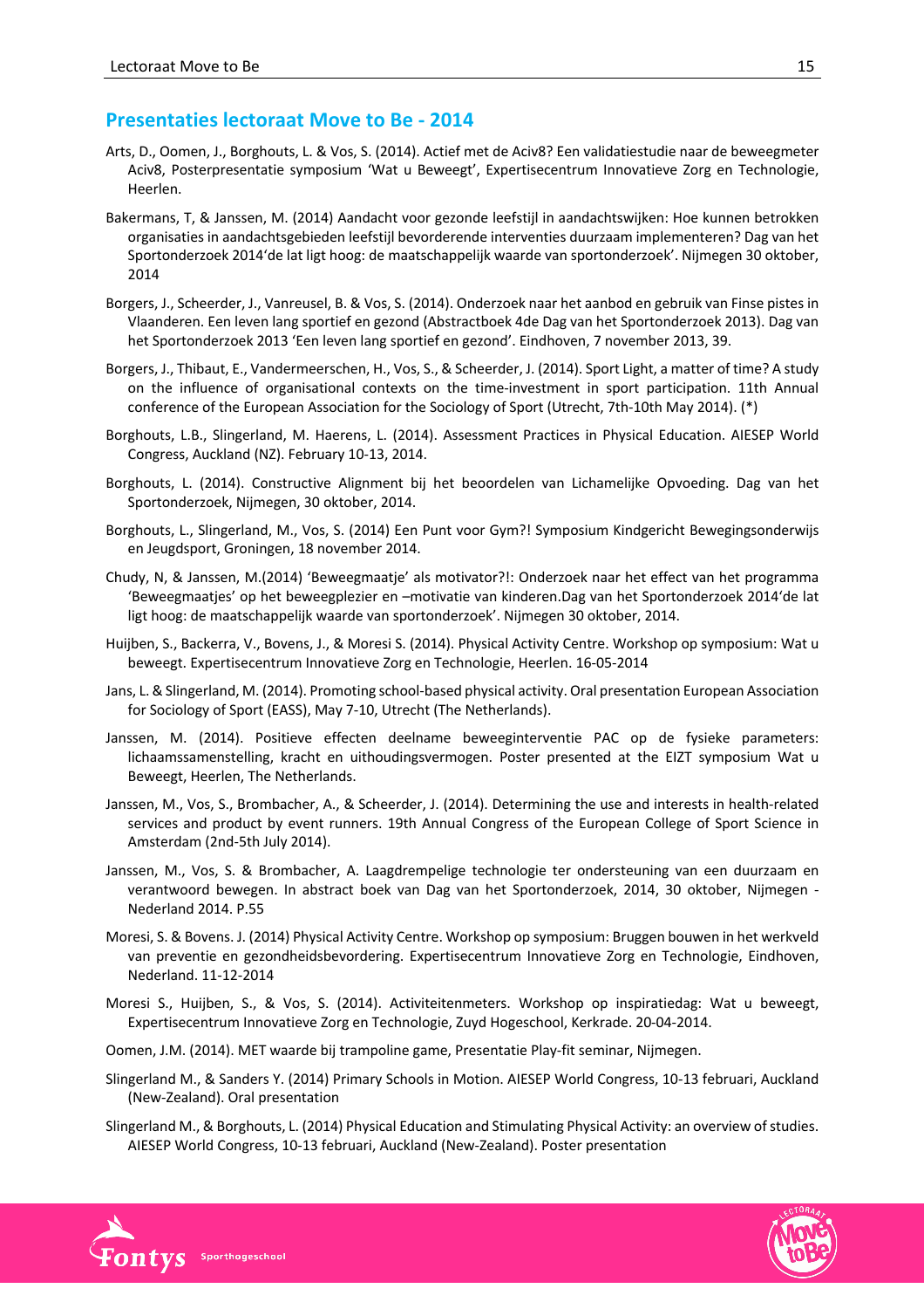## Presentaties lectoraat Move to Be - 2014

Arts, D., Oomen, J., Borghouts, L. & Vos, S. (2014). Actief met de Aciv8? Een validatiestudie naar de beweegmeter Aciv8, Posterpresentatie symposium 'Wat u Beweegt', Expertisecentrum Innovatieve Zorg en Technologie, Heerlen.

Bakermans, T, & Janssen, M. (2014) Aandacht voor gezonde leefstijl in aandachtswijken: Hoe kunnen betrokken organisaties in aandachtsgebieden leefstijl bevorderende interventies duurzaam implementeren? Dag van het Sportonderzoek 2014'de lat ligt hoog: de maatschappelijk waarde van sportonderzoek'. Nijmegen 30 oktober, 2014

Borgers, J., Scheerder, J., Vanreusel, B. & Vos, S. (2014). Onderzoek naar het aanbod en gebruik van Finse pistes in Vlaanderen. Een leven lang sportief en gezond (Abstractboek 4de Dag van het Sportonderzoek 2013). Dag van het Sportonderzoek 2013 'Een leven lang sportief en gezond'. Eindhoven, 7 november 2013, 39.

Borgers, J., Thibaut, E., Vandermeerschen, H., Vos, S., & Scheerder, J. (2014). Sport Light, a matter of time? A study on the influence of organisational contexts on the time-investment in sport participation. 11th Annual conference of the European Association for the Sociology of Sport (Utrecht, 7th-10th May 2014). (*)

Borghouts, L.B., Slingerland, M. Haerens, L. (2014). Assessment Practices in Physical Education. AIESEP World Congress, Auckland (NZ). February 10-13, 2014.

Borghouts, L. (2014). Constructive Alignment bij het beoordelen van Lichamelijke Opvoeding. Dag van het Sportonderzoek, Nijmegen, 30 oktober, 2014.

Borghouts, L., Slingerland, M., Vos, S. (2014) Een Punt voor Gym?! Symposium Kindgericht Bewegingsonderwijs en Jeugdsport, Groningen, 18 november 2014.

Chudy, N, & Janssen, M.(2014) 'Beweegmaatje' als motivator?!: Onderzoek naar het effect van het programma 'Beweegmaatjes' op het beweegplezier en –motivatie van kinderen.Dag van het Sportonderzoek 2014'de lat ligt hoog: de maatschappelijk waarde van sportonderzoek'. Nijmegen 30 oktober, 2014.

Huijben, S., Backerra, V., Bovens, J., & Moresi S. (2014). Physical Activity Centre. Workshop op symposium: Wat u beweegt. Expertisecentrum Innovatieve Zorg en Technologie, Heerlen. 16-05-2014

Jans, L. & Slingerland, M. (2014). Promoting school-based physical activity. Oral presentation European Association for Sociology of Sport (EASS), May 7-10, Utrecht (The Netherlands).

Janssen, M. (2014). Positieve effecten deelname beweeginterventie PAC op de fysieke parameters: lichaamssamenstelling, kracht en uithoudingsvermogen. Poster presented at the EIZT symposium Wat u Beweegt, Heerlen, The Netherlands.

Janssen, M., Vos, S., Brombacher, A., & Scheerder, J. (2014). Determining the use and interests in health-related services and product by event runners. 19th Annual Congress of the European College of Sport Science in Amsterdam (2nd-5th July 2014).

Janssen, M., Vos, S. & Brombacher, A. Laagdrempelige technologie ter ondersteuning van een duurzaam en verantwoord bewegen. In abstract boek van Dag van het Sportonderzoek, 2014, 30 oktober, Nijmegen - Nederland 2014. P.55

Moresi, S. & Bovens. J. (2014) Physical Activity Centre. Workshop op symposium: Bruggen bouwen in het werkveld van preventie en gezondheidsbevordering. Expertisecentrum Innovatieve Zorg en Technologie, Eindhoven, Nederland. 11-12-2014

Moresi S., Huijben, S., & Vos, S. (2014). Activiteitenmeters. Workshop op inspiratiedag: Wat u beweegt, Expertisecentrum Innovatieve Zorg en Technologie, Zuyd Hogeschool, Kerkrade. 20-04-2014.

Oomen, J.M. (2014). MET waarde bij trampoline game, Presentatie Play-fit seminar, Nijmegen.

Slingerland M., & Sanders Y. (2014) Primary Schools in Motion. AIESEP World Congress, 10-13 februari, Auckland (New-Zealand). Oral presentation

Slingerland M., & Borghouts, L. (2014) Physical Education and Stimulating Physical Activity: an overview of studies. AIESEP World Congress, 10-13 februari, Auckland (New-Zealand). Poster presentation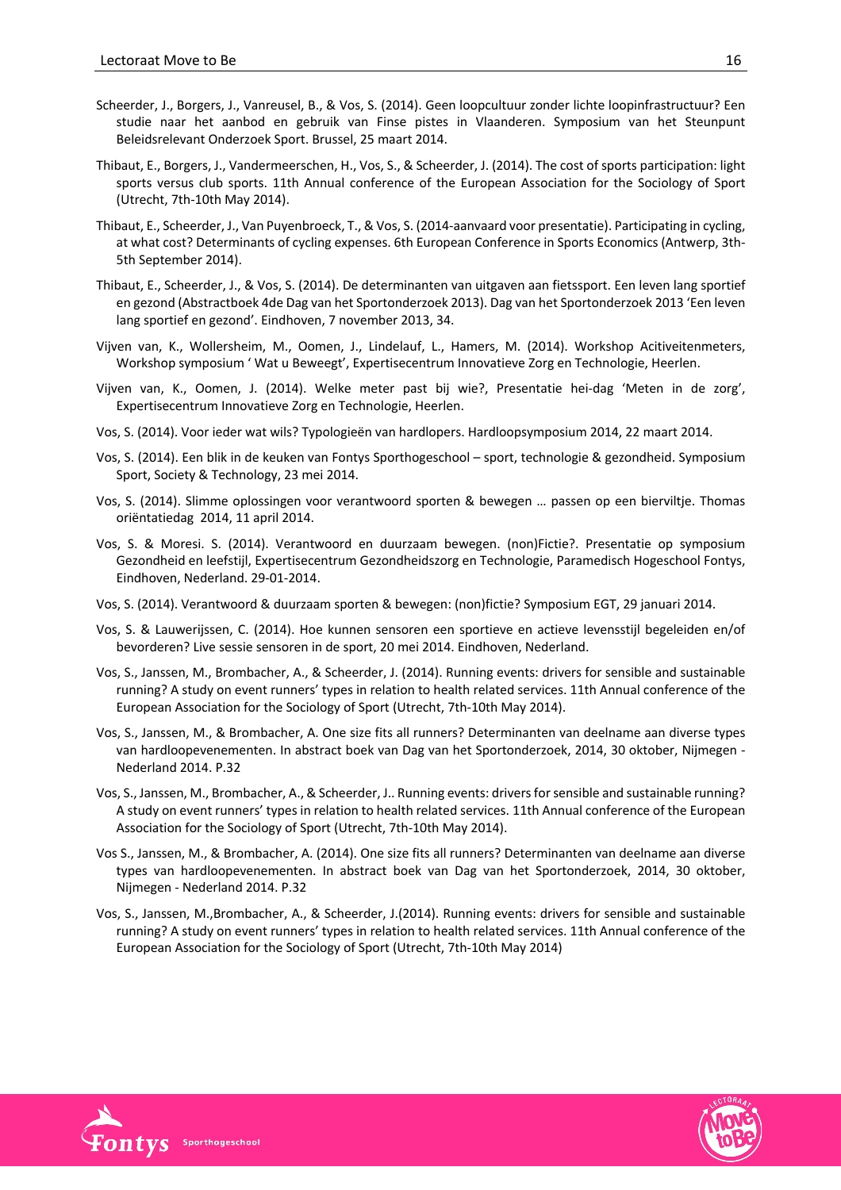Scheerder, J., Borgers, J., Vanreusel, B., & Vos, S. (2014). Geen loopcultuur zonder lichte loopinfrastructuur? Een studie naar het aanbod en gebruik van Finse pistes in Vlaanderen. Symposium van het Steunpunt Beleidsrelevant Onderzoek Sport. Brussel, 25 maart 2014.

Thibaut, E., Borgers, J., Vandermeerschen, H., Vos, S., & Scheerder, J. (2014). The cost of sports participation: light sports versus club sports. 11th Annual conference of the European Association for the Sociology of Sport (Utrecht, 7th-10th May 2014).

Thibaut, E., Scheerder, J., Van Puyenbroeck, T., & Vos, S. (2014-aanvaard voor presentatie). Participating in cycling, at what cost? Determinants of cycling expenses. 6th European Conference in Sports Economics (Antwerp, 3th-5th September 2014).

Thibaut, E., Scheerder, J., & Vos, S. (2014). De determinanten van uitgaven aan fietssport. Een leven lang sportief en gezond (Abstractboek 4de Dag van het Sportonderzoek 2013). Dag van het Sportonderzoek 2013 'Een leven lang sportief en gezond'. Eindhoven, 7 november 2013, 34.

Vijven van, K., Wollersheim, M., Oomen, J., Lindelauf, L., Hamers, M. (2014). Workshop Acitiveitenmeters, Workshop symposium ' Wat u Beweegt', Expertisecentrum Innovatieve Zorg en Technologie, Heerlen.

Vijven van, K., Oomen, J. (2014). Welke meter past bij wie?, Presentatie hei-dag 'Meten in de zorg', Expertisecentrum Innovatieve Zorg en Technologie, Heerlen.

Vos, S. (2014). Voor ieder wat wils? Typologieën van hardlopers. Hardloopsymposium 2014, 22 maart 2014.

Vos, S. (2014). Een blik in de keuken van Fontys Sporthogeschool – sport, technologie & gezondheid. Symposium Sport, Society & Technology, 23 mei 2014.

Vos, S. (2014). Slimme oplossingen voor verantwoord sporten & bewegen … passen op een bierviltje. Thomas oriëntatiedag 2014, 11 april 2014.

Vos, S. & Moresi. S. (2014). Verantwoord en duurzaam bewegen. (non)Fictie?. Presentatie op symposium Gezondheid en leefstijl, Expertisecentrum Gezondheidszorg en Technologie, Paramedisch Hogeschool Fontys, Eindhoven, Nederland. 29-01-2014.

Vos, S. (2014). Verantwoord & duurzaam sporten & bewegen: (non)fictie? Symposium EGT, 29 januari 2014.

Vos, S. & Lauwerijssen, C. (2014). Hoe kunnen sensoren een sportieve en actieve levensstijl begeleiden en/of bevorderen? Live sessie sensoren in de sport, 20 mei 2014. Eindhoven, Nederland.

Vos, S., Janssen, M., Brombacher, A., & Scheerder, J. (2014). Running events: drivers for sensible and sustainable running? A study on event runners' types in relation to health related services. 11th Annual conference of the European Association for the Sociology of Sport (Utrecht, 7th-10th May 2014).

Vos, S., Janssen, M., & Brombacher, A. One size fits all runners? Determinanten van deelname aan diverse types van hardloopevenementen. In abstract boek van Dag van het Sportonderzoek, 2014, 30 oktober, Nijmegen - Nederland 2014. P.32

Vos, S., Janssen, M., Brombacher, A., & Scheerder, J.. Running events: drivers for sensible and sustainable running? A study on event runners' types in relation to health related services. 11th Annual conference of the European Association for the Sociology of Sport (Utrecht, 7th-10th May 2014).

Vos S., Janssen, M., & Brombacher, A. (2014). One size fits all runners? Determinanten van deelname aan diverse types van hardloopevenementen. In abstract boek van Dag van het Sportonderzoek, 2014, 30 oktober, Nijmegen - Nederland 2014. P.32

Vos, S., Janssen, M.,Brombacher, A., & Scheerder, J.(2014). Running events: drivers for sensible and sustainable running? A study on event runners' types in relation to health related services. 11th Annual conference of the European Association for the Sociology of Sport (Utrecht, 7th-10th May 2014)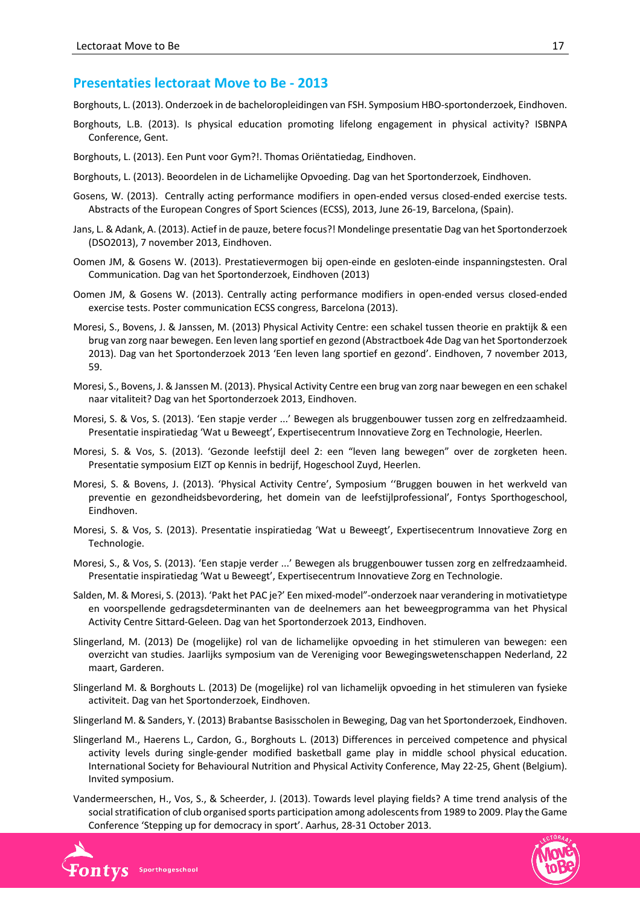## Presentaties lectoraat Move to Be - 2013

Borghouts, L. (2013). Onderzoek in de bacheloropleidingen van FSH. Symposium HBO-sportonderzoek, Eindhoven.

Borghouts, L.B. (2013). Is physical education promoting lifelong engagement in physical activity? ISBNPA Conference, Gent.

Borghouts, L. (2013). Een Punt voor Gym?!. Thomas Oriëntatiedag, Eindhoven.

Borghouts, L. (2013). Beoordelen in de Lichamelijke Opvoeding. Dag van het Sportonderzoek, Eindhoven.

Gosens, W. (2013). Centrally acting performance modifiers in open-ended versus closed-ended exercise tests. Abstracts of the European Congres of Sport Sciences (ECSS), 2013, June 26-19, Barcelona, (Spain).

Jans, L. & Adank, A. (2013). Actief in de pauze, betere focus?! Mondelinge presentatie Dag van het Sportonderzoek (DSO2013), 7 november 2013, Eindhoven.

Oomen JM, & Gosens W. (2013). Prestatievermogen bij open-einde en gesloten-einde inspanningstesten. Oral Communication. Dag van het Sportonderzoek, Eindhoven (2013)

Oomen JM, & Gosens W. (2013). Centrally acting performance modifiers in open-ended versus closed-ended exercise tests. Poster communication ECSS congress, Barcelona (2013).

Moresi, S., Bovens, J. & Janssen, M. (2013) Physical Activity Centre: een schakel tussen theorie en praktijk & een brug van zorg naar bewegen. Een leven lang sportief en gezond (Abstractboek 4de Dag van het Sportonderzoek 2013). Dag van het Sportonderzoek 2013 'Een leven lang sportief en gezond'. Eindhoven, 7 november 2013, 59.

Moresi, S., Bovens, J. & Janssen M. (2013). Physical Activity Centre een brug van zorg naar bewegen en een schakel naar vitaliteit? Dag van het Sportonderzoek 2013, Eindhoven.

Moresi, S. & Vos, S. (2013). 'Een stapje verder ...' Bewegen als bruggenbouwer tussen zorg en zelfredzaamheid. Presentatie inspiratiedag 'Wat u Beweegt', Expertisecentrum Innovatieve Zorg en Technologie, Heerlen.

Moresi, S. & Vos, S. (2013). 'Gezonde leefstijl deel 2: een "leven lang bewegen" over de zorgketen heen. Presentatie symposium EIZT op Kennis in bedrijf, Hogeschool Zuyd, Heerlen.

Moresi, S. & Bovens, J. (2013). 'Physical Activity Centre', Symposium ''Bruggen bouwen in het werkveld van preventie en gezondheidsbevordering, het domein van de leefstijlprofessional', Fontys Sporthogeschool, Eindhoven.

Moresi, S. & Vos, S. (2013). Presentatie inspiratiedag 'Wat u Beweegt', Expertisecentrum Innovatieve Zorg en Technologie.

Moresi, S., & Vos, S. (2013). 'Een stapje verder ...' Bewegen als bruggenbouwer tussen zorg en zelfredzaamheid. Presentatie inspiratiedag 'Wat u Beweegt', Expertisecentrum Innovatieve Zorg en Technologie.

Salden, M. & Moresi, S. (2013). 'Pakt het PAC je?' Een mixed-model"-onderzoek naar verandering in motivatietype en voorspellende gedragsdeterminanten van de deelnemers aan het beweegprogramma van het Physical Activity Centre Sittard-Geleen. Dag van het Sportonderzoek 2013, Eindhoven.

Slingerland, M. (2013) De (mogelijke) rol van de lichamelijke opvoeding in het stimuleren van bewegen: een overzicht van studies. Jaarlijks symposium van de Vereniging voor Bewegingswetenschappen Nederland, 22 maart, Garderen.

Slingerland M. & Borghouts L. (2013) De (mogelijke) rol van lichamelijk opvoeding in het stimuleren van fysieke activiteit. Dag van het Sportonderzoek, Eindhoven.

Slingerland M. & Sanders, Y. (2013) Brabantse Basisscholen in Beweging, Dag van het Sportonderzoek, Eindhoven.

Slingerland M., Haerens L., Cardon, G., Borghouts L. (2013) Differences in perceived competence and physical activity levels during single-gender modified basketball game play in middle school physical education. International Society for Behavioural Nutrition and Physical Activity Conference, May 22-25, Ghent (Belgium). Invited symposium.

Vandermeerschen, H., Vos, S., & Scheerder, J. (2013). Towards level playing fields? A time trend analysis of the social stratification of club organised sports participation among adolescents from 1989 to 2009. Play the Game Conference 'Stepping up for democracy in sport'. Aarhus, 28-31 October 2013.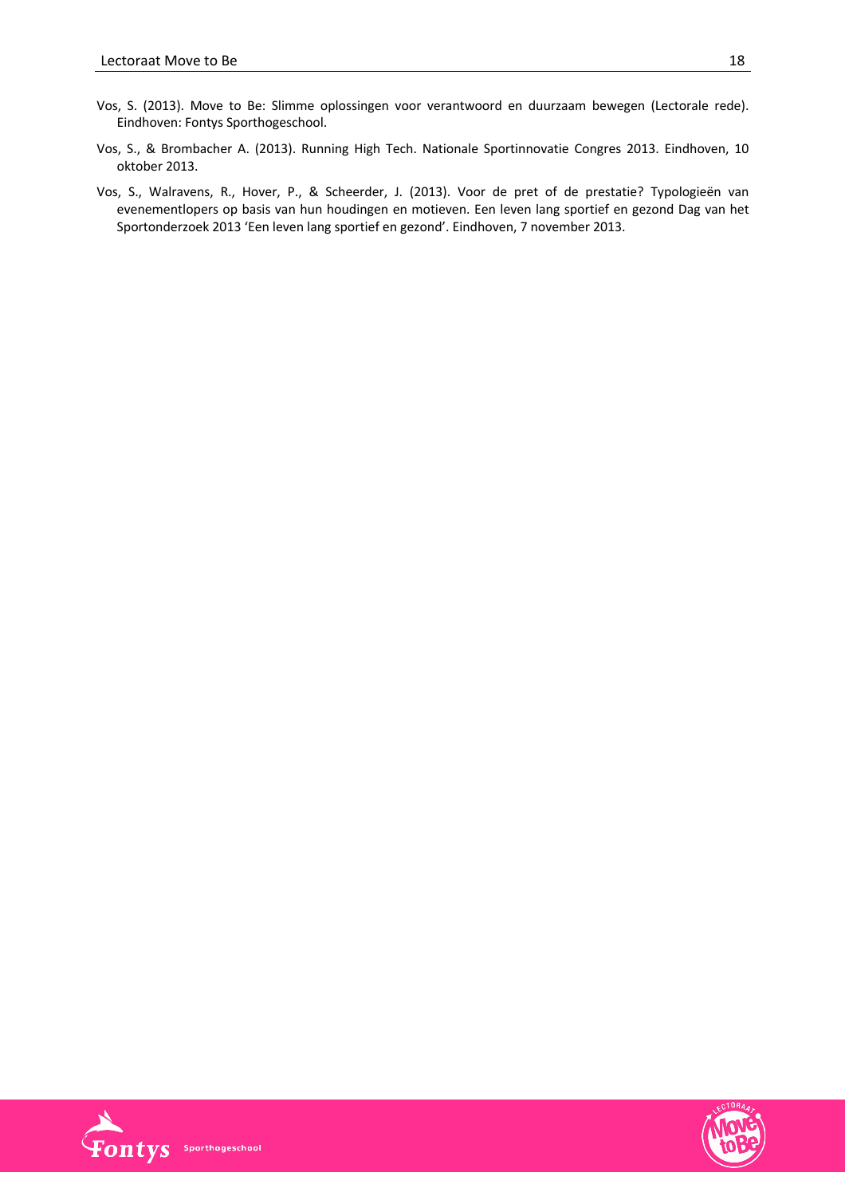Vos, S. (2013). Move to Be: Slimme oplossingen voor verantwoord en duurzaam bewegen (Lectorale rede). Eindhoven: Fontys Sporthogeschool.

Vos, S., & Brombacher A. (2013). Running High Tech. Nationale Sportinnovatie Congres 2013. Eindhoven, 10 oktober 2013.

Vos, S., Walravens, R., Hover, P., & Scheerder, J. (2013). Voor de pret of de prestatie? Typologieën van evenementlopers op basis van hun houdingen en motieven. Een leven lang sportief en gezond Dag van het Sportonderzoek 2013 'Een leven lang sportief en gezond'. Eindhoven, 7 november 2013.